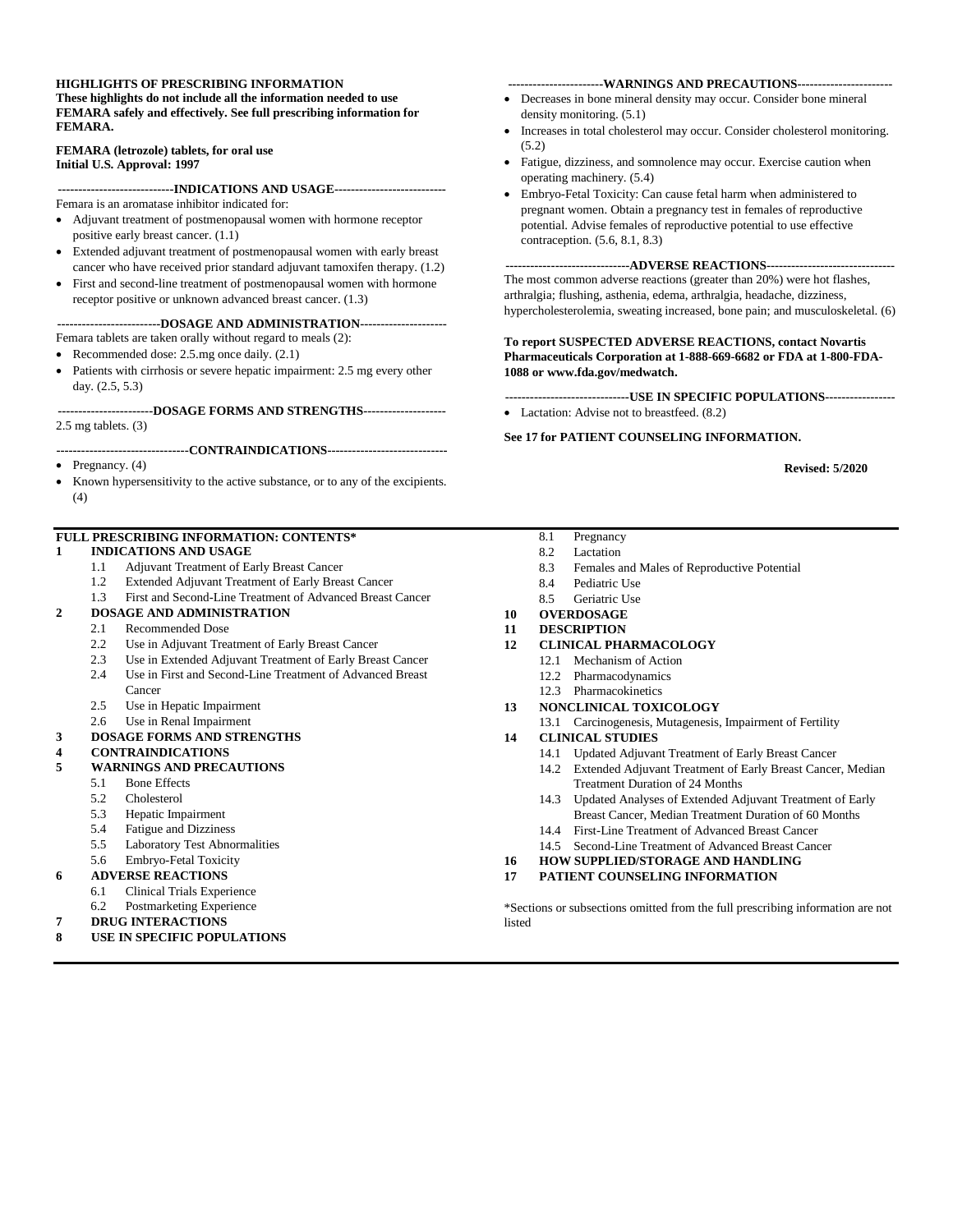**HIGHLIGHTS OF PRESCRIBING INFORMATION**
**These highlights do not include all the information needed to use FEMARA safely and effectively. See full prescribing information for FEMARA.**

**FEMARA (letrozole) tablets, for oral use**
**Initial U.S. Approval: 1997**

**----------------------------INDICATIONS AND USAGE---------------------------**

Femara is an aromatase inhibitor indicated for:

- Adjuvant treatment of postmenopausal women with hormone receptor positive early breast cancer. (1.1)
- Extended adjuvant treatment of postmenopausal women with early breast cancer who have received prior standard adjuvant tamoxifen therapy. (1.2)
- First and second-line treatment of postmenopausal women with hormone receptor positive or unknown advanced breast cancer. (1.3)

**-------------------------DOSAGE AND ADMINISTRATION---------------------**

Femara tablets are taken orally without regard to meals (2):

- Recommended dose: 2.5.mg once daily. (2.1)
- Patients with cirrhosis or severe hepatic impairment: 2.5 mg every other day. (2.5, 5.3)

**----------------------DOSAGE FORMS AND STRENGTHS--------------------**

2.5 mg tablets. (3)

**-------------------------------CONTRAINDICATIONS-----------------------------**

- Pregnancy. (4)
- Known hypersensitivity to the active substance, or to any of the excipients. (4)

**-----------------------WARNINGS AND PRECAUTIONS-----------------------**

- Decreases in bone mineral density may occur. Consider bone mineral density monitoring. (5.1)
- Increases in total cholesterol may occur. Consider cholesterol monitoring. (5.2)
- Fatigue, dizziness, and somnolence may occur. Exercise caution when operating machinery. (5.4)
- Embryo-Fetal Toxicity: Can cause fetal harm when administered to pregnant women. Obtain a pregnancy test in females of reproductive potential. Advise females of reproductive potential to use effective contraception. (5.6, 8.1, 8.3)

**------------------------------ADVERSE REACTIONS-------------------------------**

The most common adverse reactions (greater than 20%) were hot flashes, arthralgia; flushing, asthenia, edema, arthralgia, headache, dizziness, hypercholesterolemia, sweating increased, bone pain; and musculoskeletal. (6)

**To report SUSPECTED ADVERSE REACTIONS, contact Novartis Pharmaceuticals Corporation at 1-888-669-6682 or FDA at 1-800-FDA-1088 or www.fda.gov/medwatch.**

**------------------------------USE IN SPECIFIC POPULATIONS-----------------**

- Lactation: Advise not to breastfeed. (8.2)

**See 17 for PATIENT COUNSELING INFORMATION.**

**Revised: 5/2020**

---

**FULL PRESCRIBING INFORMATION: CONTENTS***

**1 INDICATIONS AND USAGE**
- 1.1 Adjuvant Treatment of Early Breast Cancer
- 1.2 Extended Adjuvant Treatment of Early Breast Cancer
- 1.3 First and Second-Line Treatment of Advanced Breast Cancer

**2 DOSAGE AND ADMINISTRATION**
- 2.1 Recommended Dose
- 2.2 Use in Adjuvant Treatment of Early Breast Cancer
- 2.3 Use in Extended Adjuvant Treatment of Early Breast Cancer
- 2.4 Use in First and Second-Line Treatment of Advanced Breast Cancer
- 2.5 Use in Hepatic Impairment
- 2.6 Use in Renal Impairment

**3 DOSAGE FORMS AND STRENGTHS**

**4 CONTRAINDICATIONS**

**5 WARNINGS AND PRECAUTIONS**
- 5.1 Bone Effects
- 5.2 Cholesterol
- 5.3 Hepatic Impairment
- 5.4 Fatigue and Dizziness
- 5.5 Laboratory Test Abnormalities
- 5.6 Embryo-Fetal Toxicity

**6 ADVERSE REACTIONS**
- 6.1 Clinical Trials Experience
- 6.2 Postmarketing Experience

**7 DRUG INTERACTIONS**

**8 USE IN SPECIFIC POPULATIONS**
- 8.1 Pregnancy
- 8.2 Lactation
- 8.3 Females and Males of Reproductive Potential
- 8.4 Pediatric Use
- 8.5 Geriatric Use

**10 OVERDOSAGE**

**11 DESCRIPTION**

**12 CLINICAL PHARMACOLOGY**
- 12.1 Mechanism of Action
- 12.2 Pharmacodynamics
- 12.3 Pharmacokinetics

**13 NONCLINICAL TOXICOLOGY**
- 13.1 Carcinogenesis, Mutagenesis, Impairment of Fertility

**14 CLINICAL STUDIES**
- 14.1 Updated Adjuvant Treatment of Early Breast Cancer
- 14.2 Extended Adjuvant Treatment of Early Breast Cancer, Median Treatment Duration of 24 Months
- 14.3 Updated Analyses of Extended Adjuvant Treatment of Early Breast Cancer, Median Treatment Duration of 60 Months
- 14.4 First-Line Treatment of Advanced Breast Cancer
- 14.5 Second-Line Treatment of Advanced Breast Cancer

**16 HOW SUPPLIED/STORAGE AND HANDLING**

**17 PATIENT COUNSELING INFORMATION**

*Sections or subsections omitted from the full prescribing information are not listed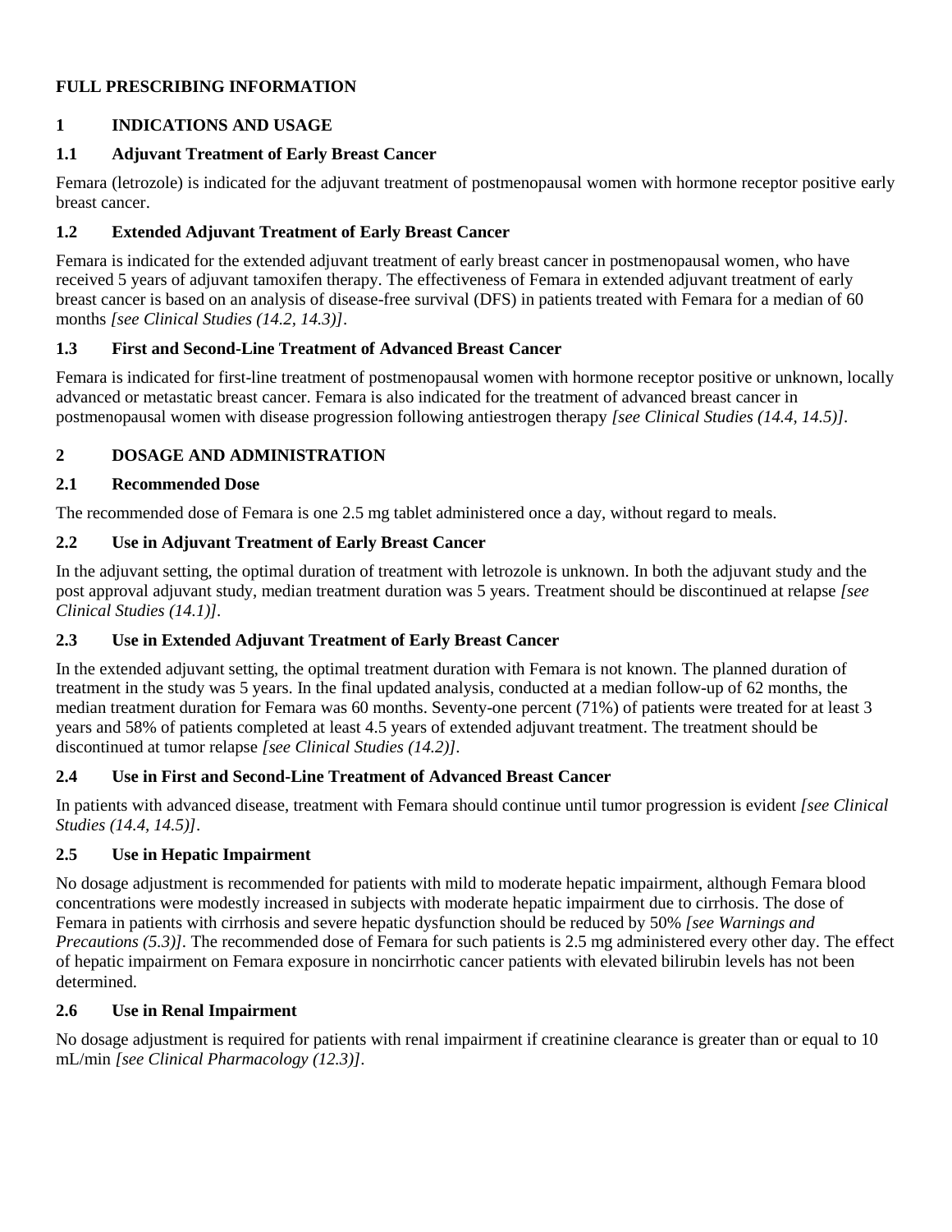# FULL PRESCRIBING INFORMATION

## 1 INDICATIONS AND USAGE

### 1.1 Adjuvant Treatment of Early Breast Cancer

Femara (letrozole) is indicated for the adjuvant treatment of postmenopausal women with hormone receptor positive early breast cancer.

### 1.2 Extended Adjuvant Treatment of Early Breast Cancer

Femara is indicated for the extended adjuvant treatment of early breast cancer in postmenopausal women, who have received 5 years of adjuvant tamoxifen therapy. The effectiveness of Femara in extended adjuvant treatment of early breast cancer is based on an analysis of disease-free survival (DFS) in patients treated with Femara for a median of 60 months *[see Clinical Studies (14.2, 14.3)]*.

### 1.3 First and Second-Line Treatment of Advanced Breast Cancer

Femara is indicated for first-line treatment of postmenopausal women with hormone receptor positive or unknown, locally advanced or metastatic breast cancer. Femara is also indicated for the treatment of advanced breast cancer in postmenopausal women with disease progression following antiestrogen therapy *[see Clinical Studies (14.4, 14.5)]*.

## 2 DOSAGE AND ADMINISTRATION

### 2.1 Recommended Dose

The recommended dose of Femara is one 2.5 mg tablet administered once a day, without regard to meals.

### 2.2 Use in Adjuvant Treatment of Early Breast Cancer

In the adjuvant setting, the optimal duration of treatment with letrozole is unknown. In both the adjuvant study and the post approval adjuvant study, median treatment duration was 5 years. Treatment should be discontinued at relapse *[see Clinical Studies (14.1)]*.

### 2.3 Use in Extended Adjuvant Treatment of Early Breast Cancer

In the extended adjuvant setting, the optimal treatment duration with Femara is not known. The planned duration of treatment in the study was 5 years. In the final updated analysis, conducted at a median follow-up of 62 months, the median treatment duration for Femara was 60 months. Seventy-one percent (71%) of patients were treated for at least 3 years and 58% of patients completed at least 4.5 years of extended adjuvant treatment. The treatment should be discontinued at tumor relapse *[see Clinical Studies (14.2)]*.

### 2.4 Use in First and Second-Line Treatment of Advanced Breast Cancer

In patients with advanced disease, treatment with Femara should continue until tumor progression is evident *[see Clinical Studies (14.4, 14.5)]*.

### 2.5 Use in Hepatic Impairment

No dosage adjustment is recommended for patients with mild to moderate hepatic impairment, although Femara blood concentrations were modestly increased in subjects with moderate hepatic impairment due to cirrhosis. The dose of Femara in patients with cirrhosis and severe hepatic dysfunction should be reduced by 50% *[see Warnings and Precautions (5.3)]*. The recommended dose of Femara for such patients is 2.5 mg administered every other day. The effect of hepatic impairment on Femara exposure in noncirrhotic cancer patients with elevated bilirubin levels has not been determined.

### 2.6 Use in Renal Impairment

No dosage adjustment is required for patients with renal impairment if creatinine clearance is greater than or equal to 10 mL/min *[see Clinical Pharmacology (12.3)]*.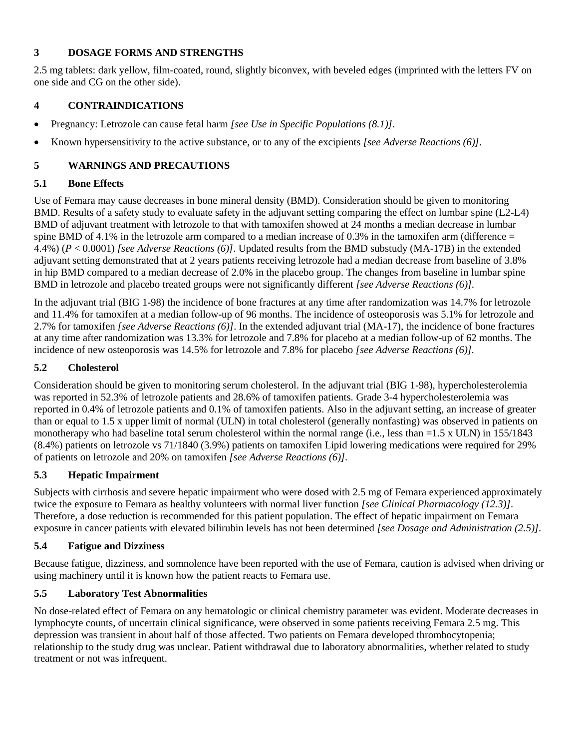## 3 DOSAGE FORMS AND STRENGTHS

2.5 mg tablets: dark yellow, film-coated, round, slightly biconvex, with beveled edges (imprinted with the letters FV on one side and CG on the other side).

## 4 CONTRAINDICATIONS

- Pregnancy: Letrozole can cause fetal harm *[see Use in Specific Populations (8.1)]*.
- Known hypersensitivity to the active substance, or to any of the excipients *[see Adverse Reactions (6)]*.

## 5 WARNINGS AND PRECAUTIONS

### 5.1 Bone Effects

Use of Femara may cause decreases in bone mineral density (BMD). Consideration should be given to monitoring BMD. Results of a safety study to evaluate safety in the adjuvant setting comparing the effect on lumbar spine (L2-L4) BMD of adjuvant treatment with letrozole to that with tamoxifen showed at 24 months a median decrease in lumbar spine BMD of 4.1% in the letrozole arm compared to a median increase of 0.3% in the tamoxifen arm (difference = 4.4%) ($P < 0.0001$) *[see Adverse Reactions (6)]*. Updated results from the BMD substudy (MA-17B) in the extended adjuvant setting demonstrated that at 2 years patients receiving letrozole had a median decrease from baseline of 3.8% in hip BMD compared to a median decrease of 2.0% in the placebo group. The changes from baseline in lumbar spine BMD in letrozole and placebo treated groups were not significantly different *[see Adverse Reactions (6)]*.

In the adjuvant trial (BIG 1-98) the incidence of bone fractures at any time after randomization was 14.7% for letrozole and 11.4% for tamoxifen at a median follow-up of 96 months. The incidence of osteoporosis was 5.1% for letrozole and 2.7% for tamoxifen *[see Adverse Reactions (6)]*. In the extended adjuvant trial (MA-17), the incidence of bone fractures at any time after randomization was 13.3% for letrozole and 7.8% for placebo at a median follow-up of 62 months. The incidence of new osteoporosis was 14.5% for letrozole and 7.8% for placebo *[see Adverse Reactions (6)]*.

### 5.2 Cholesterol

Consideration should be given to monitoring serum cholesterol. In the adjuvant trial (BIG 1-98), hypercholesterolemia was reported in 52.3% of letrozole patients and 28.6% of tamoxifen patients. Grade 3-4 hypercholesterolemia was reported in 0.4% of letrozole patients and 0.1% of tamoxifen patients. Also in the adjuvant setting, an increase of greater than or equal to 1.5 x upper limit of normal (ULN) in total cholesterol (generally nonfasting) was observed in patients on monotherapy who had baseline total serum cholesterol within the normal range (i.e., less than =1.5 x ULN) in 155/1843 (8.4%) patients on letrozole vs 71/1840 (3.9%) patients on tamoxifen Lipid lowering medications were required for 29% of patients on letrozole and 20% on tamoxifen *[see Adverse Reactions (6)]*.

### 5.3 Hepatic Impairment

Subjects with cirrhosis and severe hepatic impairment who were dosed with 2.5 mg of Femara experienced approximately twice the exposure to Femara as healthy volunteers with normal liver function *[see Clinical Pharmacology (12.3)]*. Therefore, a dose reduction is recommended for this patient population. The effect of hepatic impairment on Femara exposure in cancer patients with elevated bilirubin levels has not been determined *[see Dosage and Administration (2.5)]*.

### 5.4 Fatigue and Dizziness

Because fatigue, dizziness, and somnolence have been reported with the use of Femara, caution is advised when driving or using machinery until it is known how the patient reacts to Femara use.

### 5.5 Laboratory Test Abnormalities

No dose-related effect of Femara on any hematologic or clinical chemistry parameter was evident. Moderate decreases in lymphocyte counts, of uncertain clinical significance, were observed in some patients receiving Femara 2.5 mg. This depression was transient in about half of those affected. Two patients on Femara developed thrombocytopenia; relationship to the study drug was unclear. Patient withdrawal due to laboratory abnormalities, whether related to study treatment or not was infrequent.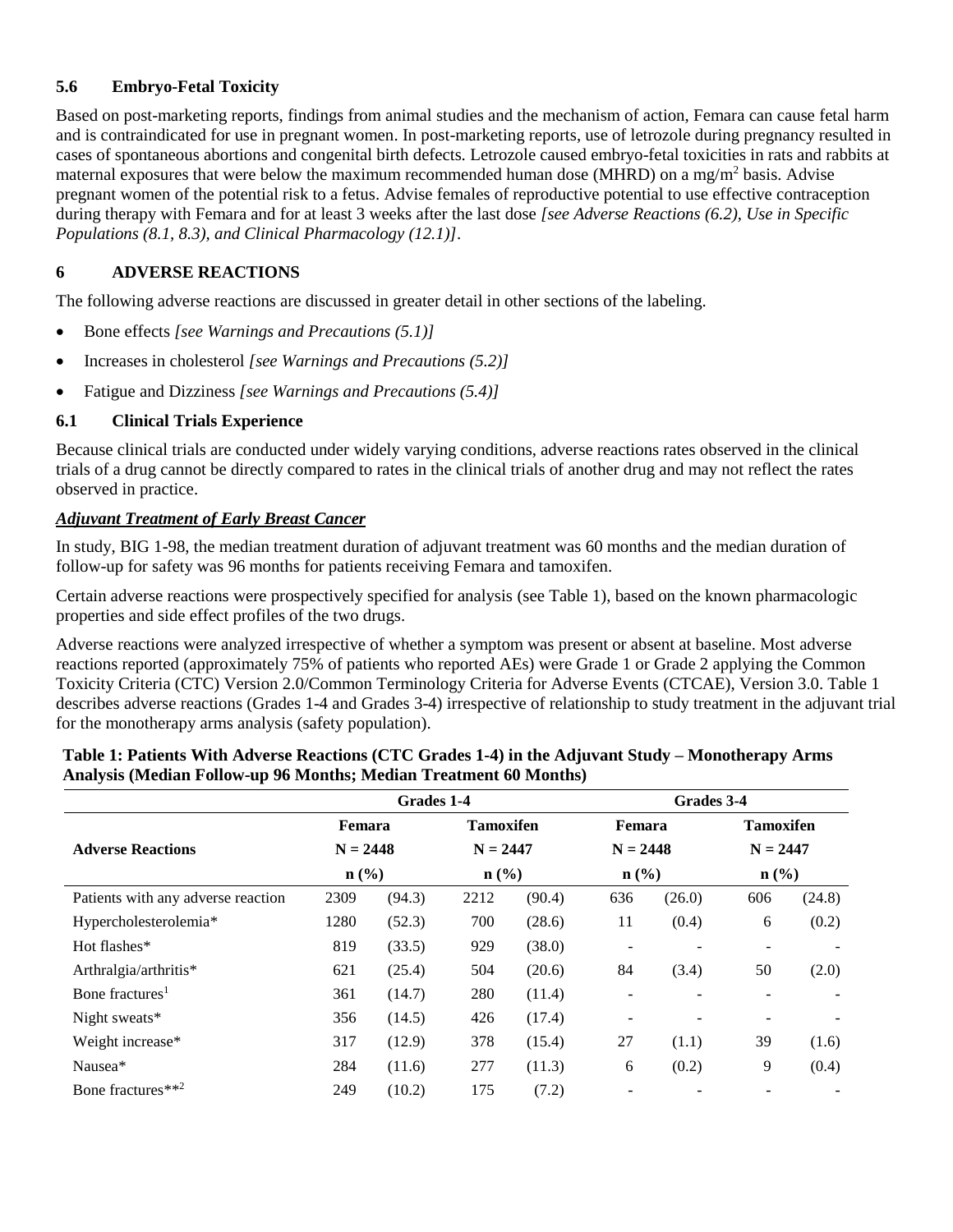### 5.6 Embryo-Fetal Toxicity

Based on post-marketing reports, findings from animal studies and the mechanism of action, Femara can cause fetal harm and is contraindicated for use in pregnant women. In post-marketing reports, use of letrozole during pregnancy resulted in cases of spontaneous abortions and congenital birth defects. Letrozole caused embryo-fetal toxicities in rats and rabbits at maternal exposures that were below the maximum recommended human dose (MHRD) on a $mg/m^2$ basis. Advise pregnant women of the potential risk to a fetus. Advise females of reproductive potential to use effective contraception during therapy with Femara and for at least 3 weeks after the last dose *[see Adverse Reactions (6.2), Use in Specific Populations (8.1, 8.3), and Clinical Pharmacology (12.1)]*.

## 6 ADVERSE REACTIONS

The following adverse reactions are discussed in greater detail in other sections of the labeling.

- Bone effects *[see Warnings and Precautions (5.1)]*
- Increases in cholesterol *[see Warnings and Precautions (5.2)]*
- Fatigue and Dizziness *[see Warnings and Precautions (5.4)]*

### 6.1 Clinical Trials Experience

Because clinical trials are conducted under widely varying conditions, adverse reactions rates observed in the clinical trials of a drug cannot be directly compared to rates in the clinical trials of another drug and may not reflect the rates observed in practice.

***Adjuvant Treatment of Early Breast Cancer***

In study, BIG 1-98, the median treatment duration of adjuvant treatment was 60 months and the median duration of follow-up for safety was 96 months for patients receiving Femara and tamoxifen.

Certain adverse reactions were prospectively specified for analysis (see Table 1), based on the known pharmacologic properties and side effect profiles of the two drugs.

Adverse reactions were analyzed irrespective of whether a symptom was present or absent at baseline. Most adverse reactions reported (approximately 75% of patients who reported AEs) were Grade 1 or Grade 2 applying the Common Toxicity Criteria (CTC) Version 2.0/Common Terminology Criteria for Adverse Events (CTCAE), Version 3.0. Table 1 describes adverse reactions (Grades 1-4 and Grades 3-4) irrespective of relationship to study treatment in the adjuvant trial for the monotherapy arms analysis (safety population).

**Table 1: Patients With Adverse Reactions (CTC Grades 1-4) in the Adjuvant Study – Monotherapy Arms Analysis (Median Follow-up 96 Months; Median Treatment 60 Months)**

| | Grades 1-4 | | | | Grades 3-4 | | | |
|---|---|---|---|---|---|---|---|---|
| **Adverse Reactions** | Femara N = 2448 n (%) | | Tamoxifen N = 2447 n (%) | | Femara N = 2448 n (%) | | Tamoxifen N = 2447 n (%) | |
| Patients with any adverse reaction | 2309 | (94.3) | 2212 | (90.4) | 636 | (26.0) | 606 | (24.8) |
| Hypercholesterolemia* | 1280 | (52.3) | 700 | (28.6) | 11 | (0.4) | 6 | (0.2) |
| Hot flashes* | 819 | (33.5) | 929 | (38.0) | - | - | - | - |
| Arthralgia/arthritis* | 621 | (25.4) | 504 | (20.6) | 84 | (3.4) | 50 | (2.0) |
| Bone fractures[1] | 361 | (14.7) | 280 | (11.4) | - | - | - | - |
| Night sweats* | 356 | (14.5) | 426 | (17.4) | - | - | - | - |
| Weight increase* | 317 | (12.9) | 378 | (15.4) | 27 | (1.1) | 39 | (1.6) |
| Nausea* | 284 | (11.6) | 277 | (11.3) | 6 | (0.2) | 9 | (0.4) |
| Bone fractures**[2] | 249 | (10.2) | 175 | (7.2) | - | - | - | - |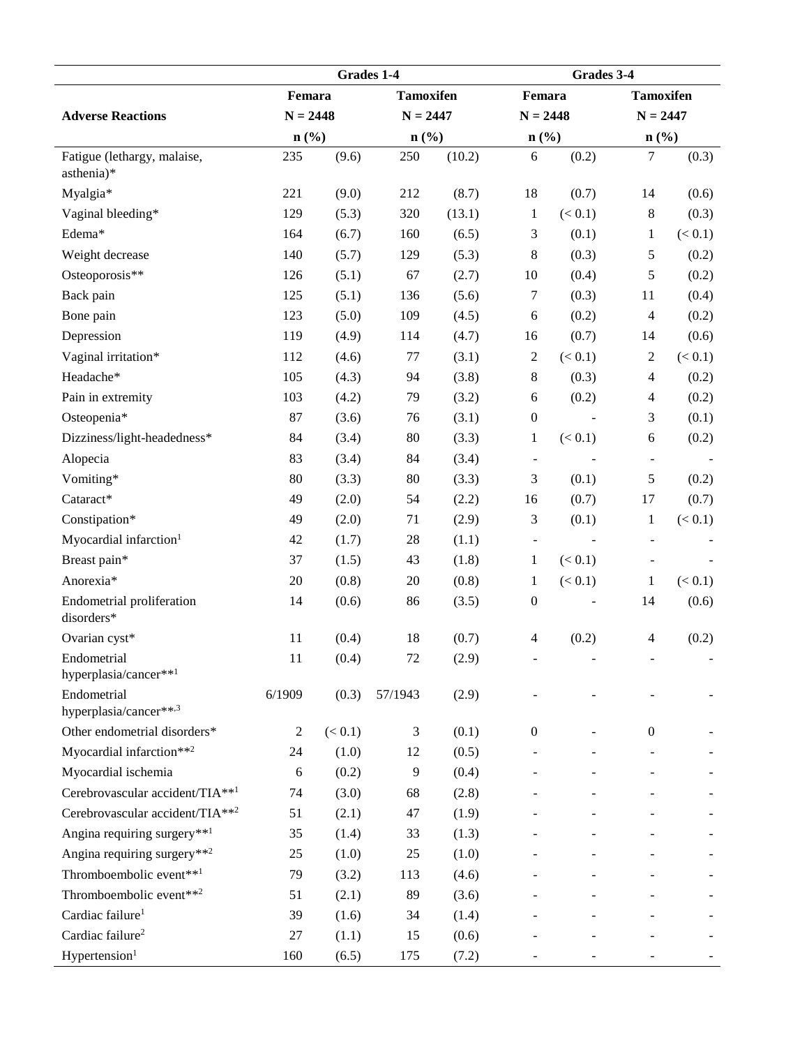| Adverse Reactions | Grades 1-4 | | | | Grades 3-4 | | | |
|---|---|---|---|---|---|---|---|---|
| | Femara N = 2448 n (%) | | Tamoxifen N = 2447 n (%) | | Femara N = 2448 n (%) | | Tamoxifen N = 2447 n (%) | |
| Fatigue (lethargy, malaise, asthenia)* | 235 | (9.6) | 250 | (10.2) | 6 | (0.2) | 7 | (0.3) |
| Myalgia* | 221 | (9.0) | 212 | (8.7) | 18 | (0.7) | 14 | (0.6) |
| Vaginal bleeding* | 129 | (5.3) | 320 | (13.1) | 1 | (< 0.1) | 8 | (0.3) |
| Edema* | 164 | (6.7) | 160 | (6.5) | 3 | (0.1) | 1 | (< 0.1) |
| Weight decrease | 140 | (5.7) | 129 | (5.3) | 8 | (0.3) | 5 | (0.2) |
| Osteoporosis** | 126 | (5.1) | 67 | (2.7) | 10 | (0.4) | 5 | (0.2) |
| Back pain | 125 | (5.1) | 136 | (5.6) | 7 | (0.3) | 11 | (0.4) |
| Bone pain | 123 | (5.0) | 109 | (4.5) | 6 | (0.2) | 4 | (0.2) |
| Depression | 119 | (4.9) | 114 | (4.7) | 16 | (0.7) | 14 | (0.6) |
| Vaginal irritation* | 112 | (4.6) | 77 | (3.1) | 2 | (< 0.1) | 2 | (< 0.1) |
| Headache* | 105 | (4.3) | 94 | (3.8) | 8 | (0.3) | 4 | (0.2) |
| Pain in extremity | 103 | (4.2) | 79 | (3.2) | 6 | (0.2) | 4 | (0.2) |
| Osteopenia* | 87 | (3.6) | 76 | (3.1) | 0 | - | 3 | (0.1) |
| Dizziness/light-headedness* | 84 | (3.4) | 80 | (3.3) | 1 | (< 0.1) | 6 | (0.2) |
| Alopecia | 83 | (3.4) | 84 | (3.4) | - | - | - | - |
| Vomiting* | 80 | (3.3) | 80 | (3.3) | 3 | (0.1) | 5 | (0.2) |
| Cataract* | 49 | (2.0) | 54 | (2.2) | 16 | (0.7) | 17 | (0.7) |
| Constipation* | 49 | (2.0) | 71 | (2.9) | 3 | (0.1) | 1 | (< 0.1) |
| Myocardial infarction[1] | 42 | (1.7) | 28 | (1.1) | - | - | - | - |
| Breast pain* | 37 | (1.5) | 43 | (1.8) | 1 | (< 0.1) | - | - |
| Anorexia* | 20 | (0.8) | 20 | (0.8) | 1 | (< 0.1) | 1 | (< 0.1) |
| Endometrial proliferation disorders* | 14 | (0.6) | 86 | (3.5) | 0 | - | 14 | (0.6) |
| Ovarian cyst* | 11 | (0.4) | 18 | (0.7) | 4 | (0.2) | 4 | (0.2) |
| Endometrial hyperplasia/cancer**[1] | 11 | (0.4) | 72 | (2.9) | - | - | - | - |
| Endometrial hyperplasia/cancer**[,3] | 6/1909 | (0.3) | 57/1943 | (2.9) | - | - | - | - |
| Other endometrial disorders* | 2 | (< 0.1) | 3 | (0.1) | 0 | - | 0 | - |
| Myocardial infarction**[2] | 24 | (1.0) | 12 | (0.5) | - | - | - | - |
| Myocardial ischemia | 6 | (0.2) | 9 | (0.4) | - | - | - | - |
| Cerebrovascular accident/TIA**[1] | 74 | (3.0) | 68 | (2.8) | - | - | - | - |
| Cerebrovascular accident/TIA**[2] | 51 | (2.1) | 47 | (1.9) | - | - | - | - |
| Angina requiring surgery**[1] | 35 | (1.4) | 33 | (1.3) | - | - | - | - |
| Angina requiring surgery**[2] | 25 | (1.0) | 25 | (1.0) | - | - | - | - |
| Thromboembolic event**[1] | 79 | (3.2) | 113 | (4.6) | - | - | - | - |
| Thromboembolic event**[2] | 51 | (2.1) | 89 | (3.6) | - | - | - | - |
| Cardiac failure[1] | 39 | (1.6) | 34 | (1.4) | - | - | - | - |
| Cardiac failure[2] | 27 | (1.1) | 15 | (0.6) | - | - | - | - |
| Hypertension[1] | 160 | (6.5) | 175 | (7.2) | - | - | - | - |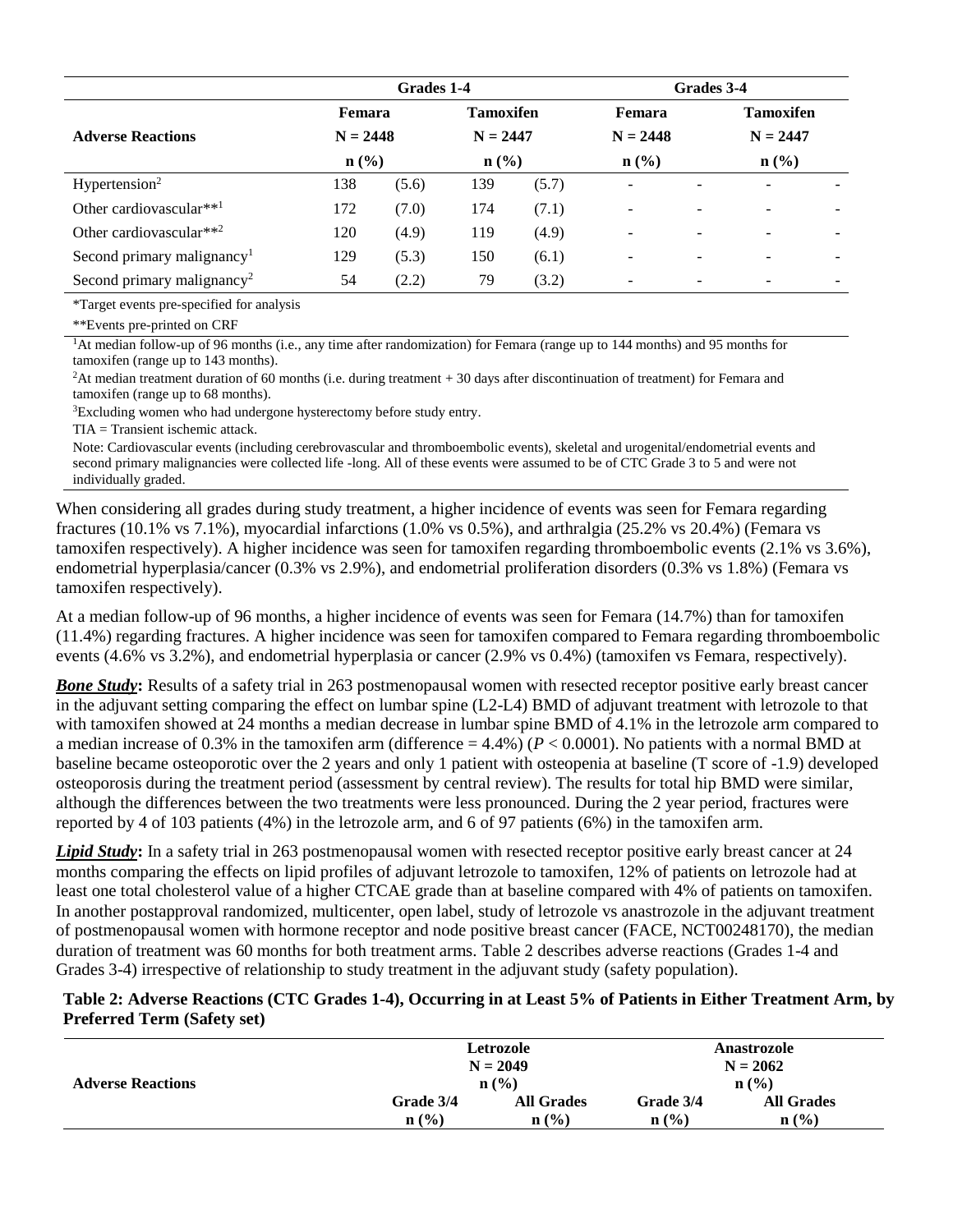| Adverse Reactions | Grades 1-4 | | | | Grades 3-4 | | | |
|---|---|---|---|---|---|---|---|---|
| | Femara N = 2448 n (%) | | Tamoxifen N = 2447 n (%) | | Femara N = 2448 n (%) | | Tamoxifen N = 2447 n (%) | |
| Hypertension[2] | 138 | (5.6) | 139 | (5.7) | - | - | - | - |
| Other cardiovascular**[1] | 172 | (7.0) | 174 | (7.1) | - | - | - | - |
| Other cardiovascular**[2] | 120 | (4.9) | 119 | (4.9) | - | - | - | - |
| Second primary malignancy[1] | 129 | (5.3) | 150 | (6.1) | - | - | - | - |
| Second primary malignancy[2] | 54 | (2.2) | 79 | (3.2) | - | - | - | - |

*Target events pre-specified for analysis

**Events pre-printed on CRF

[1]At median follow-up of 96 months (i.e., any time after randomization) for Femara (range up to 144 months) and 95 months for tamoxifen (range up to 143 months).

[2]At median treatment duration of 60 months (i.e. during treatment + 30 days after discontinuation of treatment) for Femara and tamoxifen (range up to 68 months).

[3]Excluding women who had undergone hysterectomy before study entry.

TIA = Transient ischemic attack.

Note: Cardiovascular events (including cerebrovascular and thromboembolic events), skeletal and urogenital/endometrial events and second primary malignancies were collected life -long. All of these events were assumed to be of CTC Grade 3 to 5 and were not individually graded.

When considering all grades during study treatment, a higher incidence of events was seen for Femara regarding fractures (10.1% vs 7.1%), myocardial infarctions (1.0% vs 0.5%), and arthralgia (25.2% vs 20.4%) (Femara vs tamoxifen respectively). A higher incidence was seen for tamoxifen regarding thromboembolic events (2.1% vs 3.6%), endometrial hyperplasia/cancer (0.3% vs 2.9%), and endometrial proliferation disorders (0.3% vs 1.8%) (Femara vs tamoxifen respectively).

At a median follow-up of 96 months, a higher incidence of events was seen for Femara (14.7%) than for tamoxifen (11.4%) regarding fractures. A higher incidence was seen for tamoxifen compared to Femara regarding thromboembolic events (4.6% vs 3.2%), and endometrial hyperplasia or cancer (2.9% vs 0.4%) (tamoxifen vs Femara, respectively).

***Bone Study*:** Results of a safety trial in 263 postmenopausal women with resected receptor positive early breast cancer in the adjuvant setting comparing the effect on lumbar spine (L2-L4) BMD of adjuvant treatment with letrozole to that with tamoxifen showed at 24 months a median decrease in lumbar spine BMD of 4.1% in the letrozole arm compared to a median increase of 0.3% in the tamoxifen arm (difference = 4.4%) ($P < 0.0001$). No patients with a normal BMD at baseline became osteoporotic over the 2 years and only 1 patient with osteopenia at baseline (T score of -1.9) developed osteoporosis during the treatment period (assessment by central review). The results for total hip BMD were similar, although the differences between the two treatments were less pronounced. During the 2 year period, fractures were reported by 4 of 103 patients (4%) in the letrozole arm, and 6 of 97 patients (6%) in the tamoxifen arm.

***Lipid Study*:** In a safety trial in 263 postmenopausal women with resected receptor positive early breast cancer at 24 months comparing the effects on lipid profiles of adjuvant letrozole to tamoxifen, 12% of patients on letrozole had at least one total cholesterol value of a higher CTCAE grade than at baseline compared with 4% of patients on tamoxifen. In another postapproval randomized, multicenter, open label, study of letrozole vs anastrozole in the adjuvant treatment of postmenopausal women with hormone receptor and node positive breast cancer (FACE, NCT00248170), the median duration of treatment was 60 months for both treatment arms. Table 2 describes adverse reactions (Grades 1-4 and Grades 3-4) irrespective of relationship to study treatment in the adjuvant study (safety population).

**Table 2: Adverse Reactions (CTC Grades 1-4), Occurring in at Least 5% of Patients in Either Treatment Arm, by Preferred Term (Safety set)**

| Adverse Reactions | Letrozole N = 2049 n (%) | | Anastrozole N = 2062 n (%) | |
|---|---|---|---|---|
| | Grade 3/4 n (%) | All Grades n (%) | Grade 3/4 n (%) | All Grades n (%) |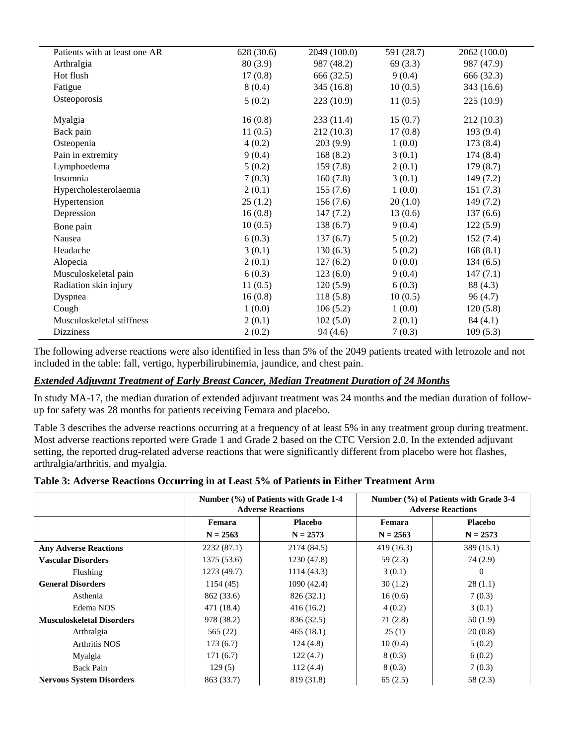| | | | | |
|---|---|---|---|---|
| Patients with at least one AR | 628 (30.6) | 2049 (100.0) | 591 (28.7) | 2062 (100.0) |
| Arthralgia | 80 (3.9) | 987 (48.2) | 69 (3.3) | 987 (47.9) |
| Hot flush | 17 (0.8) | 666 (32.5) | 9 (0.4) | 666 (32.3) |
| Fatigue | 8 (0.4) | 345 (16.8) | 10 (0.5) | 343 (16.6) |
| Osteoporosis | 5 (0.2) | 223 (10.9) | 11 (0.5) | 225 (10.9) |
| Myalgia | 16 (0.8) | 233 (11.4) | 15 (0.7) | 212 (10.3) |
| Back pain | 11 (0.5) | 212 (10.3) | 17 (0.8) | 193 (9.4) |
| Osteopenia | 4 (0.2) | 203 (9.9) | 1 (0.0) | 173 (8.4) |
| Pain in extremity | 9 (0.4) | 168 (8.2) | 3 (0.1) | 174 (8.4) |
| Lymphoedema | 5 (0.2) | 159 (7.8) | 2 (0.1) | 179 (8.7) |
| Insomnia | 7 (0.3) | 160 (7.8) | 3 (0.1) | 149 (7.2) |
| Hypercholesterolaemia | 2 (0.1) | 155 (7.6) | 1 (0.0) | 151 (7.3) |
| Hypertension | 25 (1.2) | 156 (7.6) | 20 (1.0) | 149 (7.2) |
| Depression | 16 (0.8) | 147 (7.2) | 13 (0.6) | 137 (6.6) |
| Bone pain | 10 (0.5) | 138 (6.7) | 9 (0.4) | 122 (5.9) |
| Nausea | 6 (0.3) | 137 (6.7) | 5 (0.2) | 152 (7.4) |
| Headache | 3 (0.1) | 130 (6.3) | 5 (0.2) | 168 (8.1) |
| Alopecia | 2 (0.1) | 127 (6.2) | 0 (0.0) | 134 (6.5) |
| Musculoskeletal pain | 6 (0.3) | 123 (6.0) | 9 (0.4) | 147 (7.1) |
| Radiation skin injury | 11 (0.5) | 120 (5.9) | 6 (0.3) | 88 (4.3) |
| Dyspnea | 16 (0.8) | 118 (5.8) | 10 (0.5) | 96 (4.7) |
| Cough | 1 (0.0) | 106 (5.2) | 1 (0.0) | 120 (5.8) |
| Musculoskeletal stiffness | 2 (0.1) | 102 (5.0) | 2 (0.1) | 84 (4.1) |
| Dizziness | 2 (0.2) | 94 (4.6) | 7 (0.3) | 109 (5.3) |

The following adverse reactions were also identified in less than 5% of the 2049 patients treated with letrozole and not included in the table: fall, vertigo, hyperbilirubinemia, jaundice, and chest pain.

***Extended Adjuvant Treatment of Early Breast Cancer, Median Treatment Duration of 24 Months***

In study MA-17, the median duration of extended adjuvant treatment was 24 months and the median duration of follow-up for safety was 28 months for patients receiving Femara and placebo.

Table 3 describes the adverse reactions occurring at a frequency of at least 5% in any treatment group during treatment. Most adverse reactions reported were Grade 1 and Grade 2 based on the CTC Version 2.0. In the extended adjuvant setting, the reported drug-related adverse reactions that were significantly different from placebo were hot flashes, arthralgia/arthritis, and myalgia.

**Table 3: Adverse Reactions Occurring in at Least 5% of Patients in Either Treatment Arm**

| | Number (%) of Patients with Grade 1-4 Adverse Reactions | | Number (%) of Patients with Grade 3-4 Adverse Reactions | |
|---|---|---|---|---|
| | Femara N = 2563 | Placebo N = 2573 | Femara N = 2563 | Placebo N = 2573 |
| **Any Adverse Reactions** | 2232 (87.1) | 2174 (84.5) | 419 (16.3) | 389 (15.1) |
| **Vascular Disorders** | 1375 (53.6) | 1230 (47.8) | 59 (2.3) | 74 (2.9) |
| Flushing | 1273 (49.7) | 1114 (43.3) | 3 (0.1) | 0 |
| **General Disorders** | 1154 (45) | 1090 (42.4) | 30 (1.2) | 28 (1.1) |
| Asthenia | 862 (33.6) | 826 (32.1) | 16 (0.6) | 7 (0.3) |
| Edema NOS | 471 (18.4) | 416 (16.2) | 4 (0.2) | 3 (0.1) |
| **Musculoskeletal Disorders** | 978 (38.2) | 836 (32.5) | 71 (2.8) | 50 (1.9) |
| Arthralgia | 565 (22) | 465 (18.1) | 25 (1) | 20 (0.8) |
| Arthritis NOS | 173 (6.7) | 124 (4.8) | 10 (0.4) | 5 (0.2) |
| Myalgia | 171 (6.7) | 122 (4.7) | 8 (0.3) | 6 (0.2) |
| Back Pain | 129 (5) | 112 (4.4) | 8 (0.3) | 7 (0.3) |
| **Nervous System Disorders** | 863 (33.7) | 819 (31.8) | 65 (2.5) | 58 (2.3) |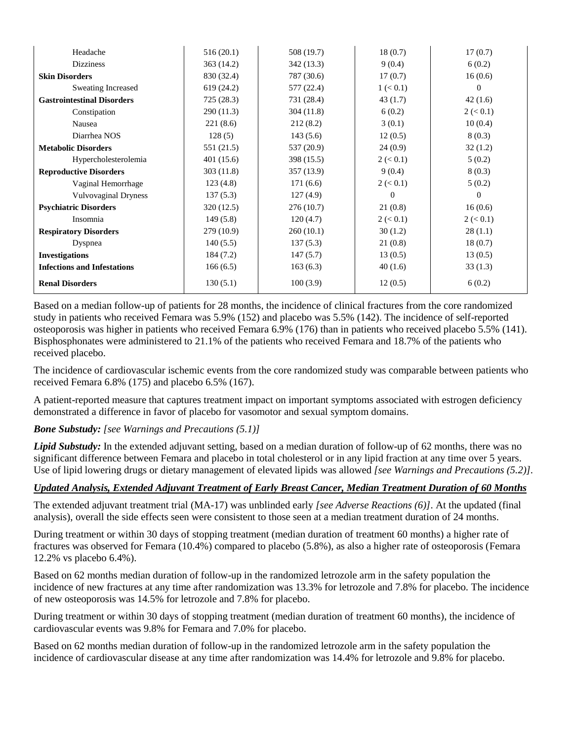| | | | | |
|---|---|---|---|---|
| Headache | 516 (20.1) | 508 (19.7) | 18 (0.7) | 17 (0.7) |
| Dizziness | 363 (14.2) | 342 (13.3) | 9 (0.4) | 6 (0.2) |
| **Skin Disorders** | 830 (32.4) | 787 (30.6) | 17 (0.7) | 16 (0.6) |
| Sweating Increased | 619 (24.2) | 577 (22.4) | 1 (< 0.1) | 0 |
| **Gastrointestinal Disorders** | 725 (28.3) | 731 (28.4) | 43 (1.7) | 42 (1.6) |
| Constipation | 290 (11.3) | 304 (11.8) | 6 (0.2) | 2 (< 0.1) |
| Nausea | 221 (8.6) | 212 (8.2) | 3 (0.1) | 10 (0.4) |
| Diarrhea NOS | 128 (5) | 143 (5.6) | 12 (0.5) | 8 (0.3) |
| **Metabolic Disorders** | 551 (21.5) | 537 (20.9) | 24 (0.9) | 32 (1.2) |
| Hypercholesterolemia | 401 (15.6) | 398 (15.5) | 2 (< 0.1) | 5 (0.2) |
| **Reproductive Disorders** | 303 (11.8) | 357 (13.9) | 9 (0.4) | 8 (0.3) |
| Vaginal Hemorrhage | 123 (4.8) | 171 (6.6) | 2 (< 0.1) | 5 (0.2) |
| Vulvovaginal Dryness | 137 (5.3) | 127 (4.9) | 0 | 0 |
| **Psychiatric Disorders** | 320 (12.5) | 276 (10.7) | 21 (0.8) | 16 (0.6) |
| Insomnia | 149 (5.8) | 120 (4.7) | 2 (< 0.1) | 2 (< 0.1) |
| **Respiratory Disorders** | 279 (10.9) | 260 (10.1) | 30 (1.2) | 28 (1.1) |
| Dyspnea | 140 (5.5) | 137 (5.3) | 21 (0.8) | 18 (0.7) |
| **Investigations** | 184 (7.2) | 147 (5.7) | 13 (0.5) | 13 (0.5) |
| **Infections and Infestations** | 166 (6.5) | 163 (6.3) | 40 (1.6) | 33 (1.3) |
| **Renal Disorders** | 130 (5.1) | 100 (3.9) | 12 (0.5) | 6 (0.2) |

Based on a median follow-up of patients for 28 months, the incidence of clinical fractures from the core randomized study in patients who received Femara was 5.9% (152) and placebo was 5.5% (142). The incidence of self-reported osteoporosis was higher in patients who received Femara 6.9% (176) than in patients who received placebo 5.5% (141). Bisphosphonates were administered to 21.1% of the patients who received Femara and 18.7% of the patients who received placebo.

The incidence of cardiovascular ischemic events from the core randomized study was comparable between patients who received Femara 6.8% (175) and placebo 6.5% (167).

A patient-reported measure that captures treatment impact on important symptoms associated with estrogen deficiency demonstrated a difference in favor of placebo for vasomotor and sexual symptom domains.

***Bone Substudy:*** *[see Warnings and Precautions (5.1)]*

***Lipid Substudy:*** In the extended adjuvant setting, based on a median duration of follow-up of 62 months, there was no significant difference between Femara and placebo in total cholesterol or in any lipid fraction at any time over 5 years. Use of lipid lowering drugs or dietary management of elevated lipids was allowed *[see Warnings and Precautions (5.2)]*.

***Updated Analysis, Extended Adjuvant Treatment of Early Breast Cancer, Median Treatment Duration of 60 Months***

The extended adjuvant treatment trial (MA-17) was unblinded early *[see Adverse Reactions (6)]*. At the updated (final analysis), overall the side effects seen were consistent to those seen at a median treatment duration of 24 months.

During treatment or within 30 days of stopping treatment (median duration of treatment 60 months) a higher rate of fractures was observed for Femara (10.4%) compared to placebo (5.8%), as also a higher rate of osteoporosis (Femara 12.2% vs placebo 6.4%).

Based on 62 months median duration of follow-up in the randomized letrozole arm in the safety population the incidence of new fractures at any time after randomization was 13.3% for letrozole and 7.8% for placebo. The incidence of new osteoporosis was 14.5% for letrozole and 7.8% for placebo.

During treatment or within 30 days of stopping treatment (median duration of treatment 60 months), the incidence of cardiovascular events was 9.8% for Femara and 7.0% for placebo.

Based on 62 months median duration of follow-up in the randomized letrozole arm in the safety population the incidence of cardiovascular disease at any time after randomization was 14.4% for letrozole and 9.8% for placebo.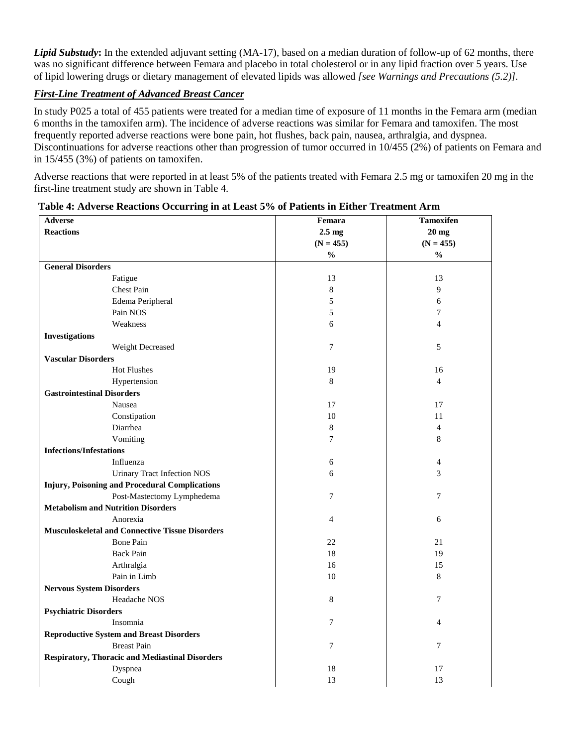***Lipid Substudy*:** In the extended adjuvant setting (MA-17), based on a median duration of follow-up of 62 months, there was no significant difference between Femara and placebo in total cholesterol or in any lipid fraction over 5 years. Use of lipid lowering drugs or dietary management of elevated lipids was allowed *[see Warnings and Precautions (5.2)]*.

***First-Line Treatment of Advanced Breast Cancer***

In study P025 a total of 455 patients were treated for a median time of exposure of 11 months in the Femara arm (median 6 months in the tamoxifen arm). The incidence of adverse reactions was similar for Femara and tamoxifen. The most frequently reported adverse reactions were bone pain, hot flushes, back pain, nausea, arthralgia, and dyspnea. Discontinuations for adverse reactions other than progression of tumor occurred in 10/455 (2%) of patients on Femara and in 15/455 (3%) of patients on tamoxifen.

Adverse reactions that were reported in at least 5% of the patients treated with Femara 2.5 mg or tamoxifen 20 mg in the first-line treatment study are shown in Table 4.

**Table 4: Adverse Reactions Occurring in at Least 5% of Patients in Either Treatment Arm**

| Adverse Reactions | Femara 2.5 mg (N = 455) % | Tamoxifen 20 mg (N = 455) % |
|---|---|---|
| **General Disorders** | | |
| Fatigue | 13 | 13 |
| Chest Pain | 8 | 9 |
| Edema Peripheral | 5 | 6 |
| Pain NOS | 5 | 7 |
| Weakness | 6 | 4 |
| **Investigations** | | |
| Weight Decreased | 7 | 5 |
| **Vascular Disorders** | | |
| Hot Flushes | 19 | 16 |
| Hypertension | 8 | 4 |
| **Gastrointestinal Disorders** | | |
| Nausea | 17 | 17 |
| Constipation | 10 | 11 |
| Diarrhea | 8 | 4 |
| Vomiting | 7 | 8 |
| **Infections/Infestations** | | |
| Influenza | 6 | 4 |
| Urinary Tract Infection NOS | 6 | 3 |
| **Injury, Poisoning and Procedural Complications** | | |
| Post-Mastectomy Lymphedema | 7 | 7 |
| **Metabolism and Nutrition Disorders** | | |
| Anorexia | 4 | 6 |
| **Musculoskeletal and Connective Tissue Disorders** | | |
| Bone Pain | 22 | 21 |
| Back Pain | 18 | 19 |
| Arthralgia | 16 | 15 |
| Pain in Limb | 10 | 8 |
| **Nervous System Disorders** | | |
| Headache NOS | 8 | 7 |
| **Psychiatric Disorders** | | |
| Insomnia | 7 | 4 |
| **Reproductive System and Breast Disorders** | | |
| Breast Pain | 7 | 7 |
| **Respiratory, Thoracic and Mediastinal Disorders** | | |
| Dyspnea | 18 | 17 |
| Cough | 13 | 13 |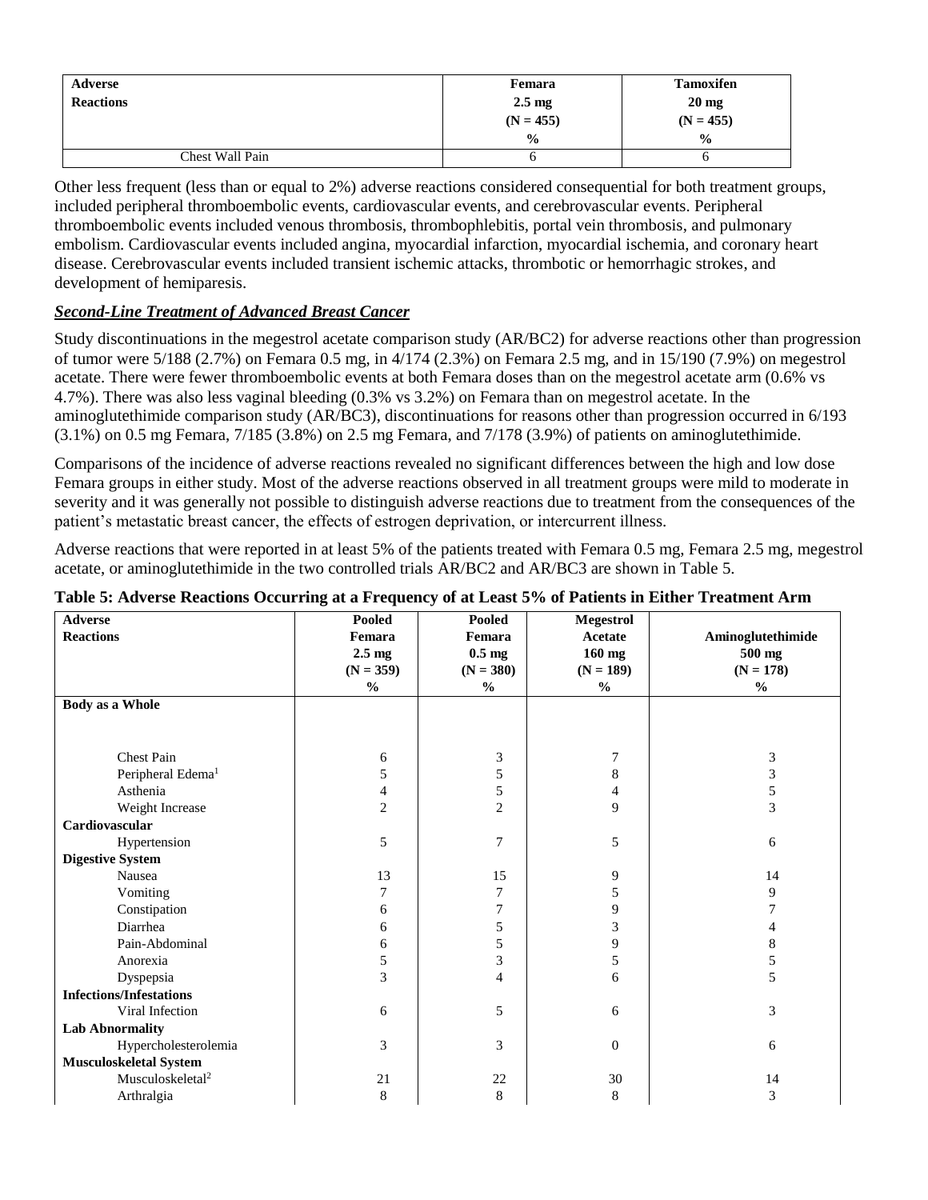| Adverse Reactions | Femara 2.5 mg (N = 455) % | Tamoxifen 20 mg (N = 455) % |
|---|---|---|
| Chest Wall Pain | 6 | 6 |

Other less frequent (less than or equal to 2%) adverse reactions considered consequential for both treatment groups, included peripheral thromboembolic events, cardiovascular events, and cerebrovascular events. Peripheral thromboembolic events included venous thrombosis, thrombophlebitis, portal vein thrombosis, and pulmonary embolism. Cardiovascular events included angina, myocardial infarction, myocardial ischemia, and coronary heart disease. Cerebrovascular events included transient ischemic attacks, thrombotic or hemorrhagic strokes, and development of hemiparesis.

***Second-Line Treatment of Advanced Breast Cancer***

Study discontinuations in the megestrol acetate comparison study (AR/BC2) for adverse reactions other than progression of tumor were 5/188 (2.7%) on Femara 0.5 mg, in 4/174 (2.3%) on Femara 2.5 mg, and in 15/190 (7.9%) on megestrol acetate. There were fewer thromboembolic events at both Femara doses than on the megestrol acetate arm (0.6% vs 4.7%). There was also less vaginal bleeding (0.3% vs 3.2%) on Femara than on megestrol acetate. In the aminoglutethimide comparison study (AR/BC3), discontinuations for reasons other than progression occurred in 6/193 (3.1%) on 0.5 mg Femara, 7/185 (3.8%) on 2.5 mg Femara, and 7/178 (3.9%) of patients on aminoglutethimide.

Comparisons of the incidence of adverse reactions revealed no significant differences between the high and low dose Femara groups in either study. Most of the adverse reactions observed in all treatment groups were mild to moderate in severity and it was generally not possible to distinguish adverse reactions due to treatment from the consequences of the patient's metastatic breast cancer, the effects of estrogen deprivation, or intercurrent illness.

Adverse reactions that were reported in at least 5% of the patients treated with Femara 0.5 mg, Femara 2.5 mg, megestrol acetate, or aminoglutethimide in the two controlled trials AR/BC2 and AR/BC3 are shown in Table 5.

**Table 5: Adverse Reactions Occurring at a Frequency of at Least 5% of Patients in Either Treatment Arm**

| Adverse Reactions | Pooled Femara 2.5 mg (N = 359) % | Pooled Femara 0.5 mg (N = 380) % | Megestrol Acetate 160 mg (N = 189) % | Aminoglutethimide 500 mg (N = 178) % |
|---|---|---|---|---|
| **Body as a Whole** | | | | |
| Chest Pain | 6 | 3 | 7 | 3 |
| Peripheral Edema[1] | 5 | 5 | 8 | 3 |
| Asthenia | 4 | 5 | 4 | 5 |
| Weight Increase | 2 | 2 | 9 | 3 |
| **Cardiovascular** | | | | |
| Hypertension | 5 | 7 | 5 | 6 |
| **Digestive System** | | | | |
| Nausea | 13 | 15 | 9 | 14 |
| Vomiting | 7 | 7 | 5 | 9 |
| Constipation | 6 | 7 | 9 | 7 |
| Diarrhea | 6 | 5 | 3 | 4 |
| Pain-Abdominal | 6 | 5 | 9 | 8 |
| Anorexia | 5 | 3 | 5 | 5 |
| Dyspepsia | 3 | 4 | 6 | 5 |
| **Infections/Infestations** | | | | |
| Viral Infection | 6 | 5 | 6 | 3 |
| **Lab Abnormality** | | | | |
| Hypercholesterolemia | 3 | 3 | 0 | 6 |
| **Musculoskeletal System** | | | | |
| Musculoskeletal[2] | 21 | 22 | 30 | 14 |
| Arthralgia | 8 | 8 | 8 | 3 |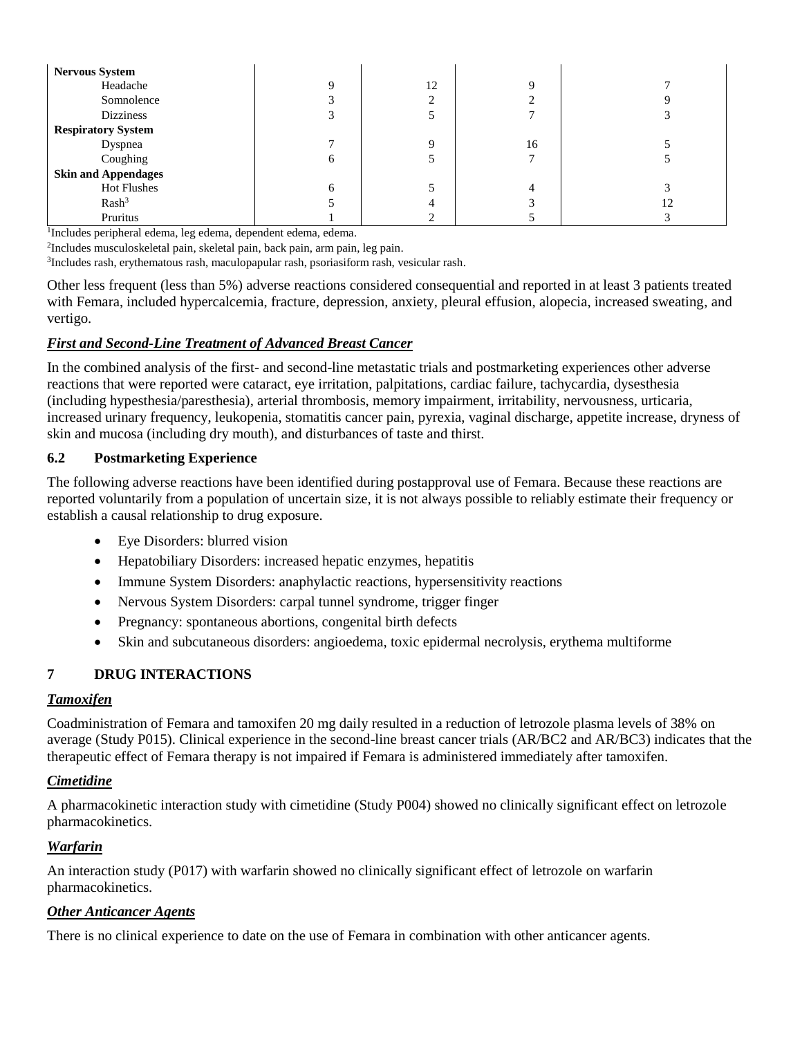| | | | | |
|---|---|---|---|---|
| **Nervous System** | | | | |
| Headache | 9 | 12 | 9 | 7 |
| Somnolence | 3 | 2 | 2 | 9 |
| Dizziness | 3 | 5 | 7 | 3 |
| **Respiratory System** | | | | |
| Dyspnea | 7 | 9 | 16 | 5 |
| Coughing | 6 | 5 | 7 | 5 |
| **Skin and Appendages** | | | | |
| Hot Flushes | 6 | 5 | 4 | 3 |
| Rash[3] | 5 | 4 | 3 | 12 |
| Pruritus | 1 | 2 | 5 | 3 |

[1]Includes peripheral edema, leg edema, dependent edema, edema.

[2]Includes musculoskeletal pain, skeletal pain, back pain, arm pain, leg pain.

[3]Includes rash, erythematous rash, maculopapular rash, psoriasiform rash, vesicular rash.

Other less frequent (less than 5%) adverse reactions considered consequential and reported in at least 3 patients treated with Femara, included hypercalcemia, fracture, depression, anxiety, pleural effusion, alopecia, increased sweating, and vertigo.

***First and Second-Line Treatment of Advanced Breast Cancer***

In the combined analysis of the first- and second-line metastatic trials and postmarketing experiences other adverse reactions that were reported were cataract, eye irritation, palpitations, cardiac failure, tachycardia, dysesthesia (including hypesthesia/paresthesia), arterial thrombosis, memory impairment, irritability, nervousness, urticaria, increased urinary frequency, leukopenia, stomatitis cancer pain, pyrexia, vaginal discharge, appetite increase, dryness of skin and mucosa (including dry mouth), and disturbances of taste and thirst.

### 6.2 Postmarketing Experience

The following adverse reactions have been identified during postapproval use of Femara. Because these reactions are reported voluntarily from a population of uncertain size, it is not always possible to reliably estimate their frequency or establish a causal relationship to drug exposure.

- Eye Disorders: blurred vision
- Hepatobiliary Disorders: increased hepatic enzymes, hepatitis
- Immune System Disorders: anaphylactic reactions, hypersensitivity reactions
- Nervous System Disorders: carpal tunnel syndrome, trigger finger
- Pregnancy: spontaneous abortions, congenital birth defects
- Skin and subcutaneous disorders: angioedema, toxic epidermal necrolysis, erythema multiforme

## 7 DRUG INTERACTIONS

***Tamoxifen***

Coadministration of Femara and tamoxifen 20 mg daily resulted in a reduction of letrozole plasma levels of 38% on average (Study P015). Clinical experience in the second-line breast cancer trials (AR/BC2 and AR/BC3) indicates that the therapeutic effect of Femara therapy is not impaired if Femara is administered immediately after tamoxifen.

***Cimetidine***

A pharmacokinetic interaction study with cimetidine (Study P004) showed no clinically significant effect on letrozole pharmacokinetics.

***Warfarin***

An interaction study (P017) with warfarin showed no clinically significant effect of letrozole on warfarin pharmacokinetics.

***Other Anticancer Agents***

There is no clinical experience to date on the use of Femara in combination with other anticancer agents.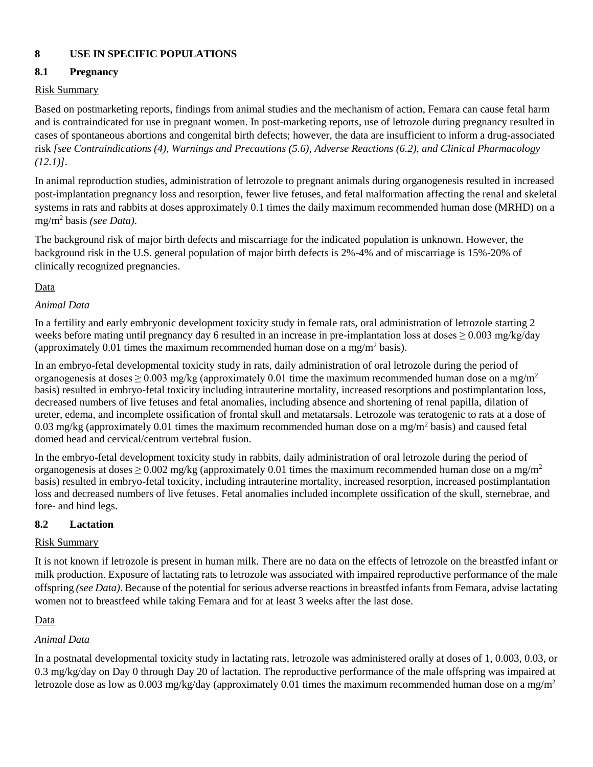## 8 USE IN SPECIFIC POPULATIONS

### 8.1 Pregnancy

Risk Summary

Based on postmarketing reports, findings from animal studies and the mechanism of action, Femara can cause fetal harm and is contraindicated for use in pregnant women. In post-marketing reports, use of letrozole during pregnancy resulted in cases of spontaneous abortions and congenital birth defects; however, the data are insufficient to inform a drug-associated risk *[see Contraindications (4), Warnings and Precautions (5.6), Adverse Reactions (6.2), and Clinical Pharmacology (12.1)]*.

In animal reproduction studies, administration of letrozole to pregnant animals during organogenesis resulted in increased post-implantation pregnancy loss and resorption, fewer live fetuses, and fetal malformation affecting the renal and skeletal systems in rats and rabbits at doses approximately 0.1 times the daily maximum recommended human dose (MRHD) on a mg/m$^2$ basis *(see Data)*.

The background risk of major birth defects and miscarriage for the indicated population is unknown. However, the background risk in the U.S. general population of major birth defects is 2%-4% and of miscarriage is 15%-20% of clinically recognized pregnancies.

Data

*Animal Data*

In a fertility and early embryonic development toxicity study in female rats, oral administration of letrozole starting 2 weeks before mating until pregnancy day 6 resulted in an increase in pre-implantation loss at doses $\geq$ 0.003 mg/kg/day (approximately 0.01 times the maximum recommended human dose on a mg/m$^2$ basis).

In an embryo-fetal developmental toxicity study in rats, daily administration of oral letrozole during the period of organogenesis at doses $\geq$ 0.003 mg/kg (approximately 0.01 time the maximum recommended human dose on a mg/m$^2$ basis) resulted in embryo-fetal toxicity including intrauterine mortality, increased resorptions and postimplantation loss, decreased numbers of live fetuses and fetal anomalies, including absence and shortening of renal papilla, dilation of ureter, edema, and incomplete ossification of frontal skull and metatarsals. Letrozole was teratogenic to rats at a dose of 0.03 mg/kg (approximately 0.01 times the maximum recommended human dose on a mg/m$^2$ basis) and caused fetal domed head and cervical/centrum vertebral fusion.

In the embryo-fetal development toxicity study in rabbits, daily administration of oral letrozole during the period of organogenesis at doses $\geq$ 0.002 mg/kg (approximately 0.01 times the maximum recommended human dose on a mg/m$^2$ basis) resulted in embryo-fetal toxicity, including intrauterine mortality, increased resorption, increased postimplantation loss and decreased numbers of live fetuses. Fetal anomalies included incomplete ossification of the skull, sternebrae, and fore- and hind legs.

### 8.2 Lactation

Risk Summary

It is not known if letrozole is present in human milk. There are no data on the effects of letrozole on the breastfed infant or milk production. Exposure of lactating rats to letrozole was associated with impaired reproductive performance of the male offspring *(see Data)*. Because of the potential for serious adverse reactions in breastfed infants from Femara, advise lactating women not to breastfeed while taking Femara and for at least 3 weeks after the last dose.

Data

*Animal Data*

In a postnatal developmental toxicity study in lactating rats, letrozole was administered orally at doses of 1, 0.003, 0.03, or 0.3 mg/kg/day on Day 0 through Day 20 of lactation. The reproductive performance of the male offspring was impaired at letrozole dose as low as 0.003 mg/kg/day (approximately 0.01 times the maximum recommended human dose on a mg/m$^2$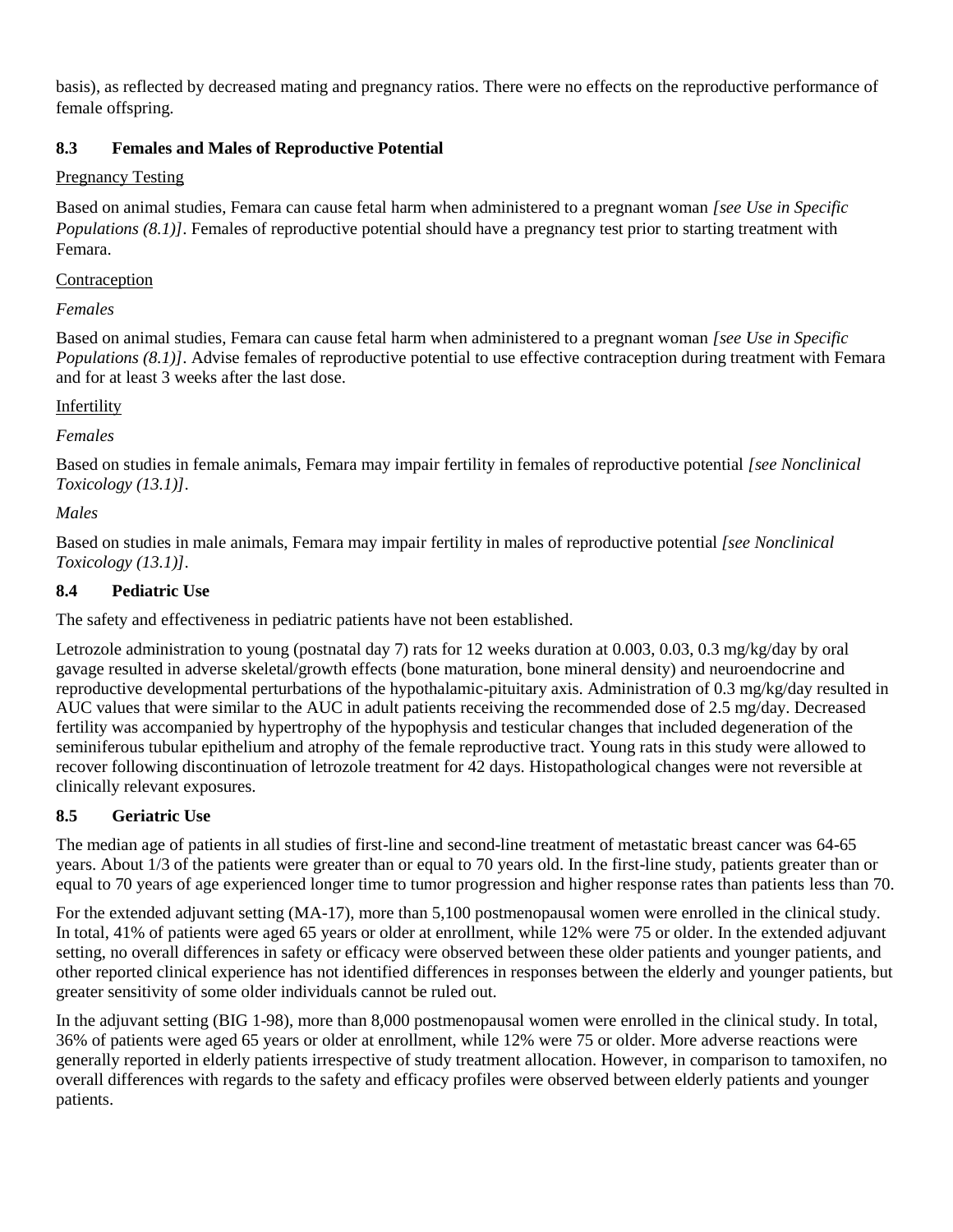basis), as reflected by decreased mating and pregnancy ratios. There were no effects on the reproductive performance of female offspring.

### 8.3 Females and Males of Reproductive Potential

Pregnancy Testing

Based on animal studies, Femara can cause fetal harm when administered to a pregnant woman *[see Use in Specific Populations (8.1)]*. Females of reproductive potential should have a pregnancy test prior to starting treatment with Femara.

Contraception

*Females*

Based on animal studies, Femara can cause fetal harm when administered to a pregnant woman *[see Use in Specific Populations (8.1)]*. Advise females of reproductive potential to use effective contraception during treatment with Femara and for at least 3 weeks after the last dose.

Infertility

*Females*

Based on studies in female animals, Femara may impair fertility in females of reproductive potential *[see Nonclinical Toxicology (13.1)]*.

*Males*

Based on studies in male animals, Femara may impair fertility in males of reproductive potential *[see Nonclinical Toxicology (13.1)]*.

### 8.4 Pediatric Use

The safety and effectiveness in pediatric patients have not been established.

Letrozole administration to young (postnatal day 7) rats for 12 weeks duration at 0.003, 0.03, 0.3 mg/kg/day by oral gavage resulted in adverse skeletal/growth effects (bone maturation, bone mineral density) and neuroendocrine and reproductive developmental perturbations of the hypothalamic-pituitary axis. Administration of 0.3 mg/kg/day resulted in AUC values that were similar to the AUC in adult patients receiving the recommended dose of 2.5 mg/day. Decreased fertility was accompanied by hypertrophy of the hypophysis and testicular changes that included degeneration of the seminiferous tubular epithelium and atrophy of the female reproductive tract. Young rats in this study were allowed to recover following discontinuation of letrozole treatment for 42 days. Histopathological changes were not reversible at clinically relevant exposures.

### 8.5 Geriatric Use

The median age of patients in all studies of first-line and second-line treatment of metastatic breast cancer was 64-65 years. About 1/3 of the patients were greater than or equal to 70 years old. In the first-line study, patients greater than or equal to 70 years of age experienced longer time to tumor progression and higher response rates than patients less than 70.

For the extended adjuvant setting (MA-17), more than 5,100 postmenopausal women were enrolled in the clinical study. In total, 41% of patients were aged 65 years or older at enrollment, while 12% were 75 or older. In the extended adjuvant setting, no overall differences in safety or efficacy were observed between these older patients and younger patients, and other reported clinical experience has not identified differences in responses between the elderly and younger patients, but greater sensitivity of some older individuals cannot be ruled out.

In the adjuvant setting (BIG 1-98), more than 8,000 postmenopausal women were enrolled in the clinical study. In total, 36% of patients were aged 65 years or older at enrollment, while 12% were 75 or older. More adverse reactions were generally reported in elderly patients irrespective of study treatment allocation. However, in comparison to tamoxifen, no overall differences with regards to the safety and efficacy profiles were observed between elderly patients and younger patients.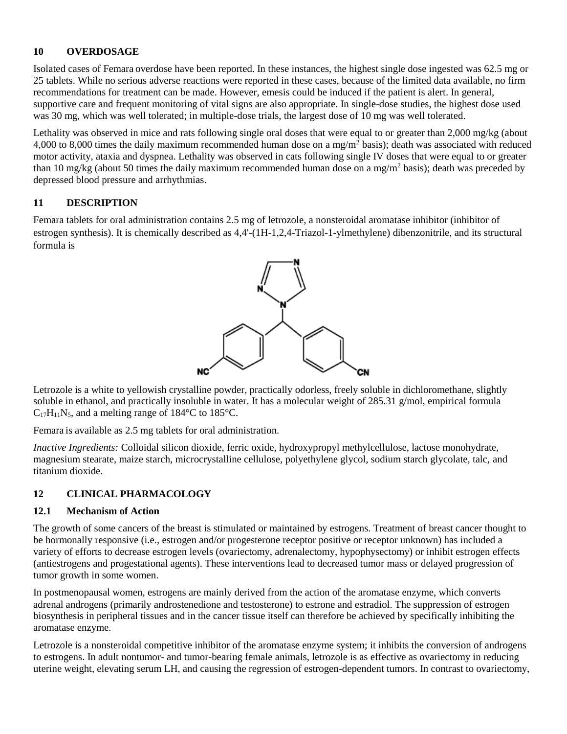## 10 OVERDOSAGE

Isolated cases of Femara overdose have been reported. In these instances, the highest single dose ingested was 62.5 mg or 25 tablets. While no serious adverse reactions were reported in these cases, because of the limited data available, no firm recommendations for treatment can be made. However, emesis could be induced if the patient is alert. In general, supportive care and frequent monitoring of vital signs are also appropriate. In single-dose studies, the highest dose used was 30 mg, which was well tolerated; in multiple-dose trials, the largest dose of 10 mg was well tolerated.

Lethality was observed in mice and rats following single oral doses that were equal to or greater than 2,000 mg/kg (about 4,000 to 8,000 times the daily maximum recommended human dose on a $mg/m^2$ basis); death was associated with reduced motor activity, ataxia and dyspnea. Lethality was observed in cats following single IV doses that were equal to or greater than 10 mg/kg (about 50 times the daily maximum recommended human dose on a $mg/m^2$ basis); death was preceded by depressed blood pressure and arrhythmias.

## 11 DESCRIPTION

Femara tablets for oral administration contains 2.5 mg of letrozole, a nonsteroidal aromatase inhibitor (inhibitor of estrogen synthesis). It is chemically described as 4,4'-(1H-1,2,4-Triazol-1-ylmethylene) dibenzonitrile, and its structural formula is

Letrozole is a white to yellowish crystalline powder, practically odorless, freely soluble in dichloromethane, slightly soluble in ethanol, and practically insoluble in water. It has a molecular weight of 285.31 g/mol, empirical formula $C_{17}H_{11}N_5$, and a melting range of 184°C to 185°C.

Femara is available as 2.5 mg tablets for oral administration.

*Inactive Ingredients:* Colloidal silicon dioxide, ferric oxide, hydroxypropyl methylcellulose, lactose monohydrate, magnesium stearate, maize starch, microcrystalline cellulose, polyethylene glycol, sodium starch glycolate, talc, and titanium dioxide.

## 12 CLINICAL PHARMACOLOGY

### 12.1 Mechanism of Action

The growth of some cancers of the breast is stimulated or maintained by estrogens. Treatment of breast cancer thought to be hormonally responsive (i.e., estrogen and/or progesterone receptor positive or receptor unknown) has included a variety of efforts to decrease estrogen levels (ovariectomy, adrenalectomy, hypophysectomy) or inhibit estrogen effects (antiestrogens and progestational agents). These interventions lead to decreased tumor mass or delayed progression of tumor growth in some women.

In postmenopausal women, estrogens are mainly derived from the action of the aromatase enzyme, which converts adrenal androgens (primarily androstenedione and testosterone) to estrone and estradiol. The suppression of estrogen biosynthesis in peripheral tissues and in the cancer tissue itself can therefore be achieved by specifically inhibiting the aromatase enzyme.

Letrozole is a nonsteroidal competitive inhibitor of the aromatase enzyme system; it inhibits the conversion of androgens to estrogens. In adult nontumor- and tumor-bearing female animals, letrozole is as effective as ovariectomy in reducing uterine weight, elevating serum LH, and causing the regression of estrogen-dependent tumors. In contrast to ovariectomy,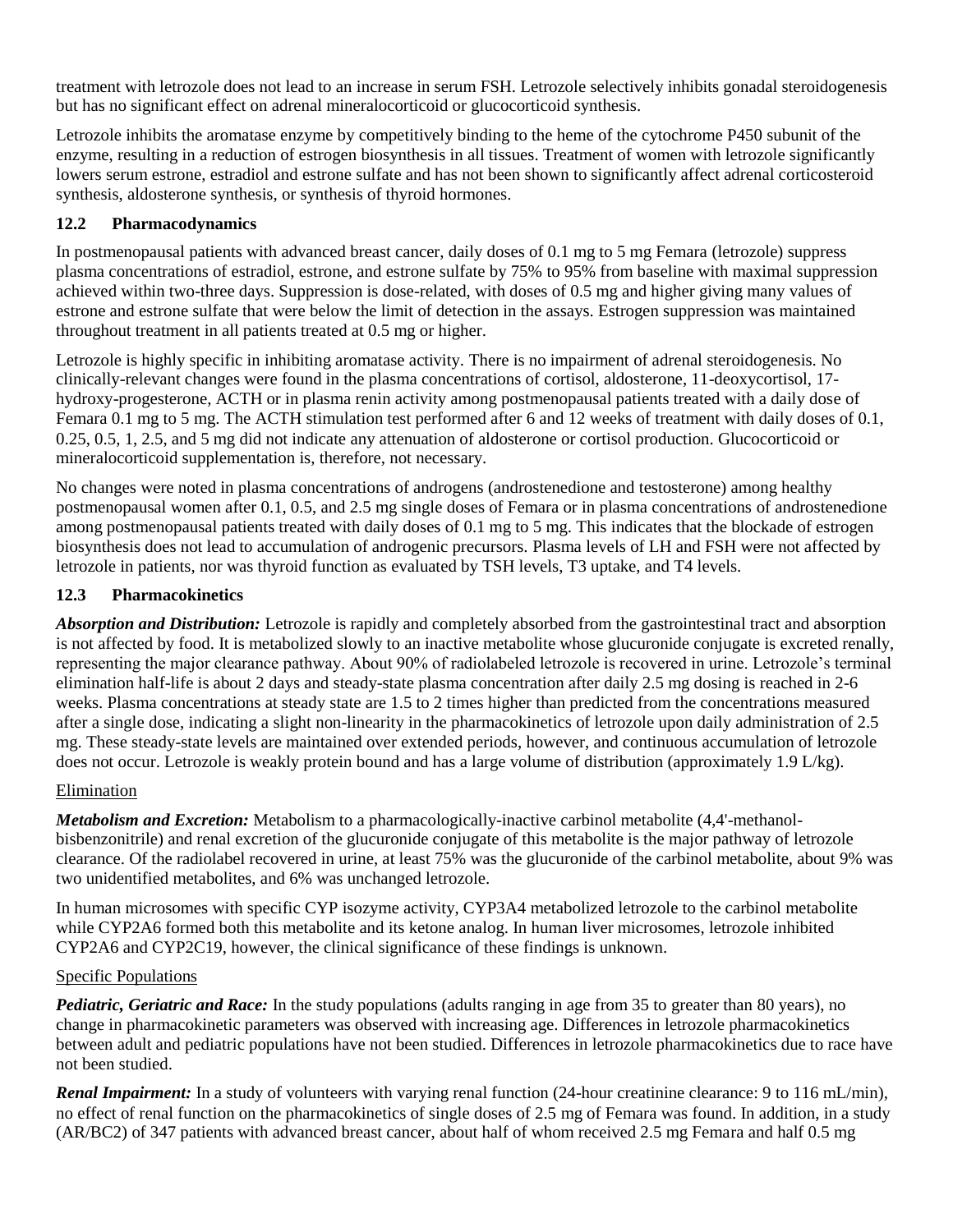treatment with letrozole does not lead to an increase in serum FSH. Letrozole selectively inhibits gonadal steroidogenesis but has no significant effect on adrenal mineralocorticoid or glucocorticoid synthesis.

Letrozole inhibits the aromatase enzyme by competitively binding to the heme of the cytochrome P450 subunit of the enzyme, resulting in a reduction of estrogen biosynthesis in all tissues. Treatment of women with letrozole significantly lowers serum estrone, estradiol and estrone sulfate and has not been shown to significantly affect adrenal corticosteroid synthesis, aldosterone synthesis, or synthesis of thyroid hormones.

### 12.2 Pharmacodynamics

In postmenopausal patients with advanced breast cancer, daily doses of 0.1 mg to 5 mg Femara (letrozole) suppress plasma concentrations of estradiol, estrone, and estrone sulfate by 75% to 95% from baseline with maximal suppression achieved within two-three days. Suppression is dose-related, with doses of 0.5 mg and higher giving many values of estrone and estrone sulfate that were below the limit of detection in the assays. Estrogen suppression was maintained throughout treatment in all patients treated at 0.5 mg or higher.

Letrozole is highly specific in inhibiting aromatase activity. There is no impairment of adrenal steroidogenesis. No clinically-relevant changes were found in the plasma concentrations of cortisol, aldosterone, 11-deoxycortisol, 17-hydroxy-progesterone, ACTH or in plasma renin activity among postmenopausal patients treated with a daily dose of Femara 0.1 mg to 5 mg. The ACTH stimulation test performed after 6 and 12 weeks of treatment with daily doses of 0.1, 0.25, 0.5, 1, 2.5, and 5 mg did not indicate any attenuation of aldosterone or cortisol production. Glucocorticoid or mineralocorticoid supplementation is, therefore, not necessary.

No changes were noted in plasma concentrations of androgens (androstenedione and testosterone) among healthy postmenopausal women after 0.1, 0.5, and 2.5 mg single doses of Femara or in plasma concentrations of androstenedione among postmenopausal patients treated with daily doses of 0.1 mg to 5 mg. This indicates that the blockade of estrogen biosynthesis does not lead to accumulation of androgenic precursors. Plasma levels of LH and FSH were not affected by letrozole in patients, nor was thyroid function as evaluated by TSH levels, T3 uptake, and T4 levels.

### 12.3 Pharmacokinetics

***Absorption and Distribution:*** Letrozole is rapidly and completely absorbed from the gastrointestinal tract and absorption is not affected by food. It is metabolized slowly to an inactive metabolite whose glucuronide conjugate is excreted renally, representing the major clearance pathway. About 90% of radiolabeled letrozole is recovered in urine. Letrozole's terminal elimination half-life is about 2 days and steady-state plasma concentration after daily 2.5 mg dosing is reached in 2-6 weeks. Plasma concentrations at steady state are 1.5 to 2 times higher than predicted from the concentrations measured after a single dose, indicating a slight non-linearity in the pharmacokinetics of letrozole upon daily administration of 2.5 mg. These steady-state levels are maintained over extended periods, however, and continuous accumulation of letrozole does not occur. Letrozole is weakly protein bound and has a large volume of distribution (approximately 1.9 L/kg).

<u>Elimination</u>

***Metabolism and Excretion:*** Metabolism to a pharmacologically-inactive carbinol metabolite (4,4'-methanol-bisbenzonitrile) and renal excretion of the glucuronide conjugate of this metabolite is the major pathway of letrozole clearance. Of the radiolabel recovered in urine, at least 75% was the glucuronide of the carbinol metabolite, about 9% was two unidentified metabolites, and 6% was unchanged letrozole.

In human microsomes with specific CYP isozyme activity, CYP3A4 metabolized letrozole to the carbinol metabolite while CYP2A6 formed both this metabolite and its ketone analog. In human liver microsomes, letrozole inhibited CYP2A6 and CYP2C19, however, the clinical significance of these findings is unknown.

<u>Specific Populations</u>

***Pediatric, Geriatric and Race:*** In the study populations (adults ranging in age from 35 to greater than 80 years), no change in pharmacokinetic parameters was observed with increasing age. Differences in letrozole pharmacokinetics between adult and pediatric populations have not been studied. Differences in letrozole pharmacokinetics due to race have not been studied.

***Renal Impairment:*** In a study of volunteers with varying renal function (24-hour creatinine clearance: 9 to 116 mL/min), no effect of renal function on the pharmacokinetics of single doses of 2.5 mg of Femara was found. In addition, in a study (AR/BC2) of 347 patients with advanced breast cancer, about half of whom received 2.5 mg Femara and half 0.5 mg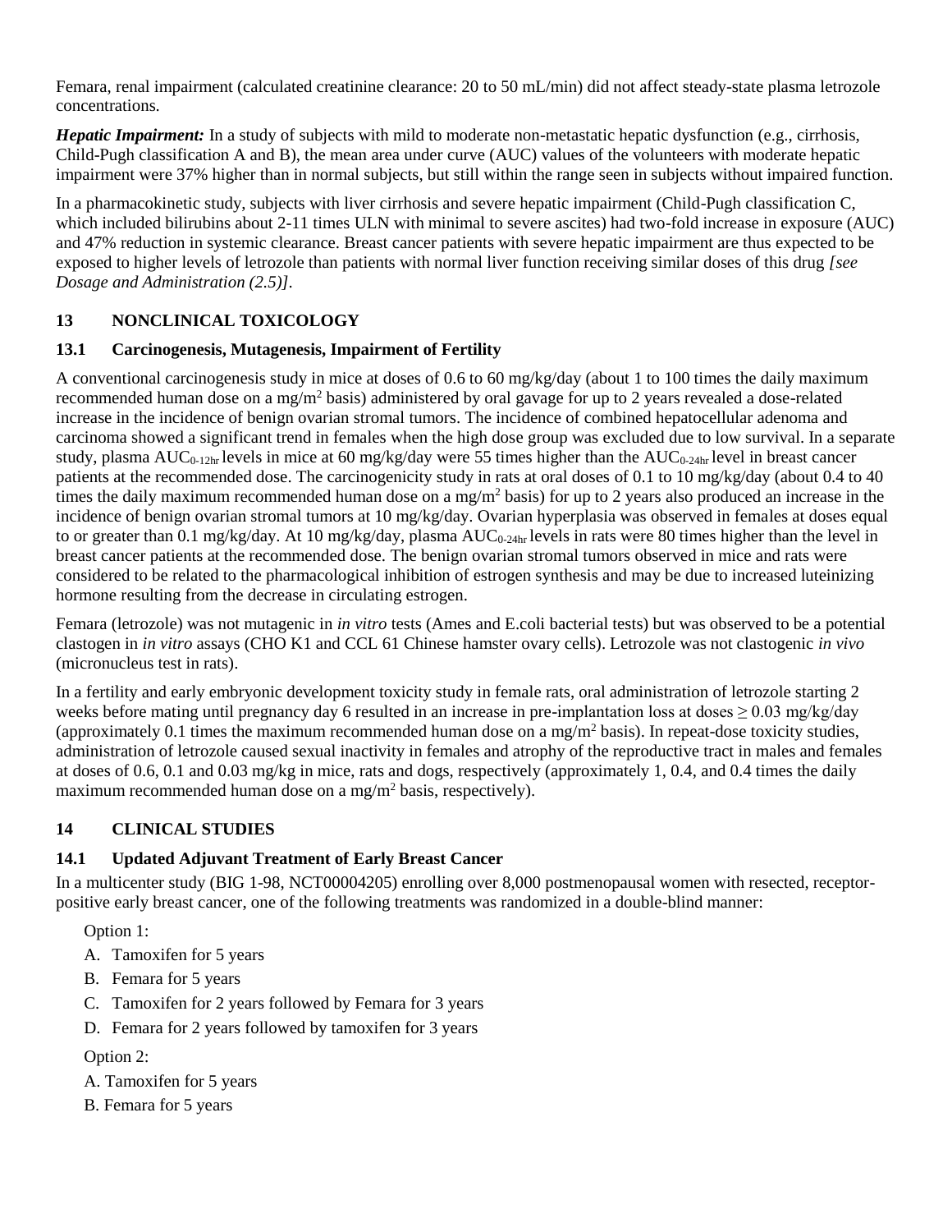Femara, renal impairment (calculated creatinine clearance: 20 to 50 mL/min) did not affect steady-state plasma letrozole concentrations.

***Hepatic Impairment:*** In a study of subjects with mild to moderate non-metastatic hepatic dysfunction (e.g., cirrhosis, Child-Pugh classification A and B), the mean area under curve (AUC) values of the volunteers with moderate hepatic impairment were 37% higher than in normal subjects, but still within the range seen in subjects without impaired function.

In a pharmacokinetic study, subjects with liver cirrhosis and severe hepatic impairment (Child-Pugh classification C, which included bilirubins about 2-11 times ULN with minimal to severe ascites) had two-fold increase in exposure (AUC) and 47% reduction in systemic clearance. Breast cancer patients with severe hepatic impairment are thus expected to be exposed to higher levels of letrozole than patients with normal liver function receiving similar doses of this drug *[see Dosage and Administration (2.5)]*.

## 13 NONCLINICAL TOXICOLOGY

### 13.1 Carcinogenesis, Mutagenesis, Impairment of Fertility

A conventional carcinogenesis study in mice at doses of 0.6 to 60 mg/kg/day (about 1 to 100 times the daily maximum recommended human dose on a mg/m$^2$ basis) administered by oral gavage for up to 2 years revealed a dose-related increase in the incidence of benign ovarian stromal tumors. The incidence of combined hepatocellular adenoma and carcinoma showed a significant trend in females when the high dose group was excluded due to low survival. In a separate study, plasma $AUC_{0\text{-}12hr}$ levels in mice at 60 mg/kg/day were 55 times higher than the $AUC_{0\text{-}24hr}$ level in breast cancer patients at the recommended dose. The carcinogenicity study in rats at oral doses of 0.1 to 10 mg/kg/day (about 0.4 to 40 times the daily maximum recommended human dose on a mg/m$^2$ basis) for up to 2 years also produced an increase in the incidence of benign ovarian stromal tumors at 10 mg/kg/day. Ovarian hyperplasia was observed in females at doses equal to or greater than 0.1 mg/kg/day. At 10 mg/kg/day, plasma $AUC_{0\text{-}24hr}$ levels in rats were 80 times higher than the level in breast cancer patients at the recommended dose. The benign ovarian stromal tumors observed in mice and rats were considered to be related to the pharmacological inhibition of estrogen synthesis and may be due to increased luteinizing hormone resulting from the decrease in circulating estrogen.

Femara (letrozole) was not mutagenic in *in vitro* tests (Ames and E.coli bacterial tests) but was observed to be a potential clastogen in *in vitro* assays (CHO K1 and CCL 61 Chinese hamster ovary cells). Letrozole was not clastogenic *in vivo* (micronucleus test in rats).

In a fertility and early embryonic development toxicity study in female rats, oral administration of letrozole starting 2 weeks before mating until pregnancy day 6 resulted in an increase in pre-implantation loss at doses $\geq 0.03$ mg/kg/day (approximately 0.1 times the maximum recommended human dose on a mg/m$^2$ basis). In repeat-dose toxicity studies, administration of letrozole caused sexual inactivity in females and atrophy of the reproductive tract in males and females at doses of 0.6, 0.1 and 0.03 mg/kg in mice, rats and dogs, respectively (approximately 1, 0.4, and 0.4 times the daily maximum recommended human dose on a mg/m$^2$ basis, respectively).

## 14 CLINICAL STUDIES

### 14.1 Updated Adjuvant Treatment of Early Breast Cancer

In a multicenter study (BIG 1-98, NCT00004205) enrolling over 8,000 postmenopausal women with resected, receptor-positive early breast cancer, one of the following treatments was randomized in a double-blind manner:

Option 1:

A. Tamoxifen for 5 years
B. Femara for 5 years
C. Tamoxifen for 2 years followed by Femara for 3 years
D. Femara for 2 years followed by tamoxifen for 3 years

Option 2:

A. Tamoxifen for 5 years
B. Femara for 5 years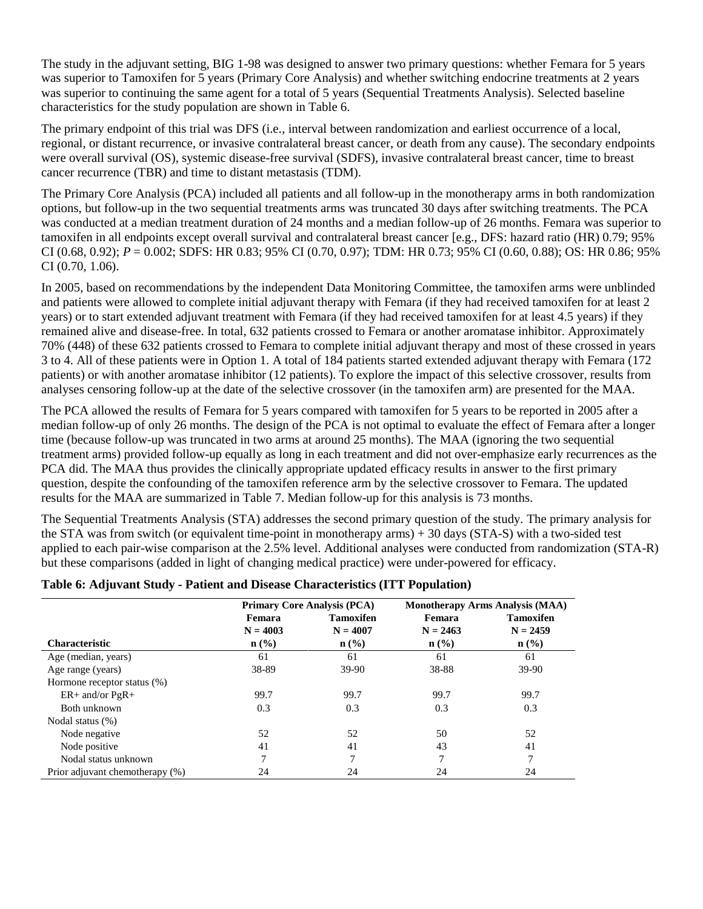The study in the adjuvant setting, BIG 1-98 was designed to answer two primary questions: whether Femara for 5 years was superior to Tamoxifen for 5 years (Primary Core Analysis) and whether switching endocrine treatments at 2 years was superior to continuing the same agent for a total of 5 years (Sequential Treatments Analysis). Selected baseline characteristics for the study population are shown in Table 6.

The primary endpoint of this trial was DFS (i.e., interval between randomization and earliest occurrence of a local, regional, or distant recurrence, or invasive contralateral breast cancer, or death from any cause). The secondary endpoints were overall survival (OS), systemic disease-free survival (SDFS), invasive contralateral breast cancer, time to breast cancer recurrence (TBR) and time to distant metastasis (TDM).

The Primary Core Analysis (PCA) included all patients and all follow-up in the monotherapy arms in both randomization options, but follow-up in the two sequential treatments arms was truncated 30 days after switching treatments. The PCA was conducted at a median treatment duration of 24 months and a median follow-up of 26 months. Femara was superior to tamoxifen in all endpoints except overall survival and contralateral breast cancer [e.g., DFS: hazard ratio (HR) 0.79; 95% CI (0.68, 0.92); *P* = 0.002; SDFS: HR 0.83; 95% CI (0.70, 0.97); TDM: HR 0.73; 95% CI (0.60, 0.88); OS: HR 0.86; 95% CI (0.70, 1.06).

In 2005, based on recommendations by the independent Data Monitoring Committee, the tamoxifen arms were unblinded and patients were allowed to complete initial adjuvant therapy with Femara (if they had received tamoxifen for at least 2 years) or to start extended adjuvant treatment with Femara (if they had received tamoxifen for at least 4.5 years) if they remained alive and disease-free. In total, 632 patients crossed to Femara or another aromatase inhibitor. Approximately 70% (448) of these 632 patients crossed to Femara to complete initial adjuvant therapy and most of these crossed in years 3 to 4. All of these patients were in Option 1. A total of 184 patients started extended adjuvant therapy with Femara (172 patients) or with another aromatase inhibitor (12 patients). To explore the impact of this selective crossover, results from analyses censoring follow-up at the date of the selective crossover (in the tamoxifen arm) are presented for the MAA.

The PCA allowed the results of Femara for 5 years compared with tamoxifen for 5 years to be reported in 2005 after a median follow-up of only 26 months. The design of the PCA is not optimal to evaluate the effect of Femara after a longer time (because follow-up was truncated in two arms at around 25 months). The MAA (ignoring the two sequential treatment arms) provided follow-up equally as long in each treatment and did not over-emphasize early recurrences as the PCA did. The MAA thus provides the clinically appropriate updated efficacy results in answer to the first primary question, despite the confounding of the tamoxifen reference arm by the selective crossover to Femara. The updated results for the MAA are summarized in Table 7. Median follow-up for this analysis is 73 months.

The Sequential Treatments Analysis (STA) addresses the second primary question of the study. The primary analysis for the STA was from switch (or equivalent time-point in monotherapy arms) + 30 days (STA-S) with a two-sided test applied to each pair-wise comparison at the 2.5% level. Additional analyses were conducted from randomization (STA-R) but these comparisons (added in light of changing medical practice) were under-powered for efficacy.

**Table 6: Adjuvant Study - Patient and Disease Characteristics (ITT Population)**

| | Primary Core Analysis (PCA) | | Monotherapy Arms Analysis (MAA) | |
|---|---|---|---|---|
| | Femara N = 4003 | Tamoxifen N = 4007 | Femara N = 2463 | Tamoxifen N = 2459 |
| **Characteristic** | **n (%)** | **n (%)** | **n (%)** | **n (%)** |
| Age (median, years) | 61 | 61 | 61 | 61 |
| Age range (years) | 38-89 | 39-90 | 38-88 | 39-90 |
| Hormone receptor status (%) | | | | |
| ER+ and/or PgR+ | 99.7 | 99.7 | 99.7 | 99.7 |
| Both unknown | 0.3 | 0.3 | 0.3 | 0.3 |
| Nodal status (%) | | | | |
| Node negative | 52 | 52 | 50 | 52 |
| Node positive | 41 | 41 | 43 | 41 |
| Nodal status unknown | 7 | 7 | 7 | 7 |
| Prior adjuvant chemotherapy (%) | 24 | 24 | 24 | 24 |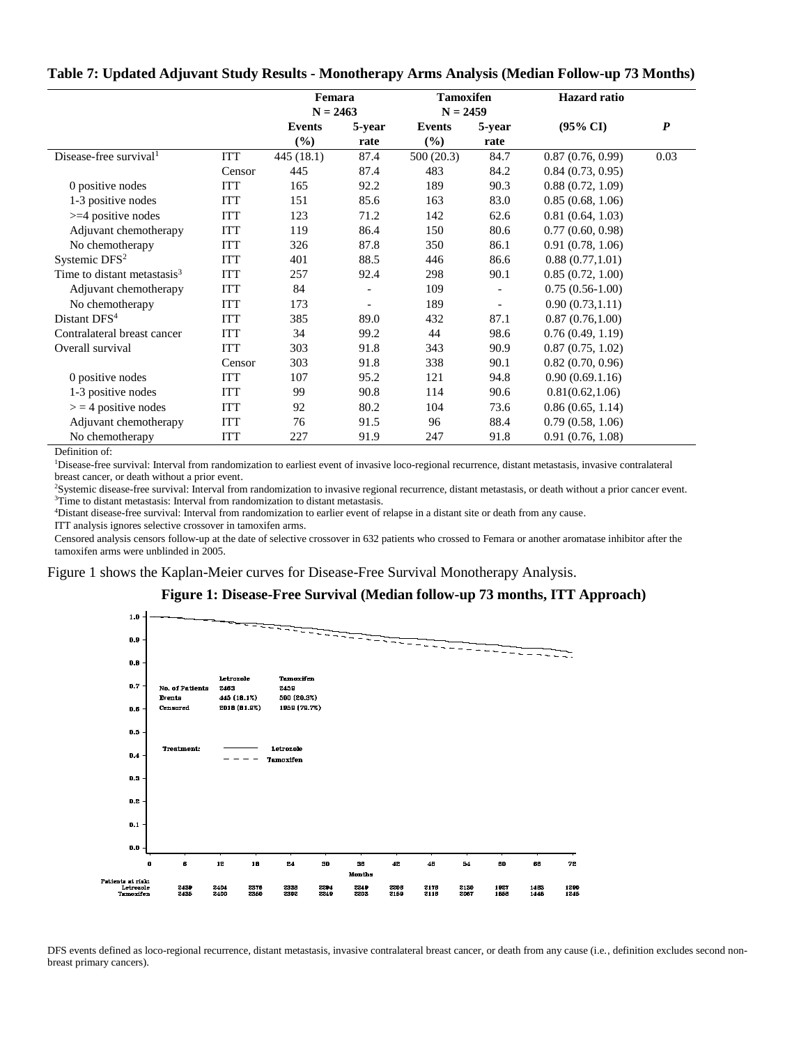**Table 7: Updated Adjuvant Study Results - Monotherapy Arms Analysis (Median Follow-up 73 Months)**

| | | Femara N = 2463 | | Tamoxifen N = 2459 | | Hazard ratio | |
|---|---|---|---|---|---|---|---|
| | | Events (%) | 5-year rate | Events (%) | 5-year rate | (95% CI) | *P* |
| Disease-free survival[1] | ITT | 445 (18.1) | 87.4 | 500 (20.3) | 84.7 | 0.87 (0.76, 0.99) | 0.03 |
| | Censor | 445 | 87.4 | 483 | 84.2 | 0.84 (0.73, 0.95) | |
| 0 positive nodes | ITT | 165 | 92.2 | 189 | 90.3 | 0.88 (0.72, 1.09) | |
| 1-3 positive nodes | ITT | 151 | 85.6 | 163 | 83.0 | 0.85 (0.68, 1.06) | |
| >=4 positive nodes | ITT | 123 | 71.2 | 142 | 62.6 | 0.81 (0.64, 1.03) | |
| Adjuvant chemotherapy | ITT | 119 | 86.4 | 150 | 80.6 | 0.77 (0.60, 0.98) | |
| No chemotherapy | ITT | 326 | 87.8 | 350 | 86.1 | 0.91 (0.78, 1.06) | |
| Systemic DFS[2] | ITT | 401 | 88.5 | 446 | 86.6 | 0.88 (0.77,1.01) | |
| Time to distant metastasis[3] | ITT | 257 | 92.4 | 298 | 90.1 | 0.85 (0.72, 1.00) | |
| Adjuvant chemotherapy | ITT | 84 | - | 109 | - | 0.75 (0.56-1.00) | |
| No chemotherapy | ITT | 173 | - | 189 | - | 0.90 (0.73,1.11) | |
| Distant DFS[4] | ITT | 385 | 89.0 | 432 | 87.1 | 0.87 (0.76,1.00) | |
| Contralateral breast cancer | ITT | 34 | 99.2 | 44 | 98.6 | 0.76 (0.49, 1.19) | |
| Overall survival | ITT | 303 | 91.8 | 343 | 90.9 | 0.87 (0.75, 1.02) | |
| | Censor | 303 | 91.8 | 338 | 90.1 | 0.82 (0.70, 0.96) | |
| 0 positive nodes | ITT | 107 | 95.2 | 121 | 94.8 | 0.90 (0.69.1.16) | |
| 1-3 positive nodes | ITT | 99 | 90.8 | 114 | 90.6 | 0.81(0.62,1.06) | |
| > = 4 positive nodes | ITT | 92 | 80.2 | 104 | 73.6 | 0.86 (0.65, 1.14) | |
| Adjuvant chemotherapy | ITT | 76 | 91.5 | 96 | 88.4 | 0.79 (0.58, 1.06) | |
| No chemotherapy | ITT | 227 | 91.9 | 247 | 91.8 | 0.91 (0.76, 1.08) | |

Definition of:

[1]Disease-free survival: Interval from randomization to earliest event of invasive loco-regional recurrence, distant metastasis, invasive contralateral breast cancer, or death without a prior event.

[2]Systemic disease-free survival: Interval from randomization to invasive regional recurrence, distant metastasis, or death without a prior cancer event.

[3]Time to distant metastasis: Interval from randomization to distant metastasis.

[4]Distant disease-free survival: Interval from randomization to earlier event of relapse in a distant site or death from any cause.

ITT analysis ignores selective crossover in tamoxifen arms.

Censored analysis censors follow-up at the date of selective crossover in 632 patients who crossed to Femara or another aromatase inhibitor after the tamoxifen arms were unblinded in 2005.

Figure 1 shows the Kaplan-Meier curves for Disease-Free Survival Monotherapy Analysis.

**Figure 1: Disease-Free Survival (Median follow-up 73 months, ITT Approach)**

| | Letrozole | Tamoxifen |
|---|---|---|
| No. of Patients | 2463 | 2459 |
| Events | 445 (18.1%) | 500 (20.3%) |
| Censored | 2018 (81.9%) | 1959 (79.7%) |

Treatment: Letrozole (solid line); Tamoxifen (dashed line)

| Months | 0 | 6 | 12 | 18 | 24 | 30 | 36 | 42 | 48 | 54 | 60 | 66 | 72 |
|---|---|---|---|---|---|---|---|---|---|---|---|---|---|
| Patients at risk: Letrozole | | 2439 | 2404 | 2376 | 2338 | 2294 | 2249 | 2206 | 2179 | 2130 | 1927 | 1463 | 1290 |
| Tamoxifen | | 2435 | 2400 | 2350 | 2302 | 2249 | 2203 | 2159 | 2118 | 2067 | 1858 | 1446 | 1245 |

DFS events defined as loco-regional recurrence, distant metastasis, invasive contralateral breast cancer, or death from any cause (i.e., definition excludes second non-breast primary cancers).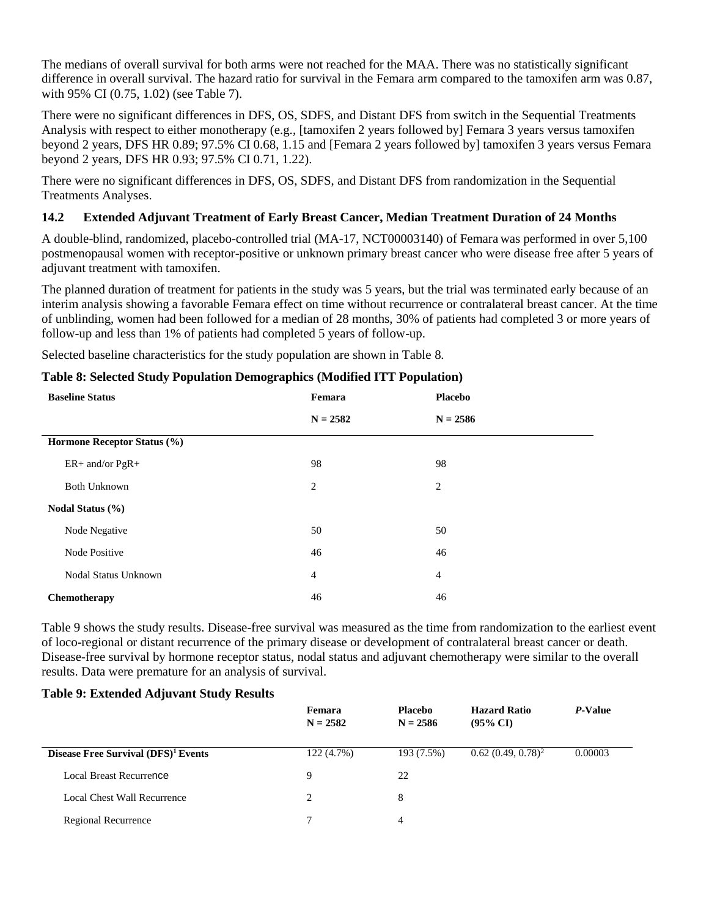The medians of overall survival for both arms were not reached for the MAA. There was no statistically significant difference in overall survival. The hazard ratio for survival in the Femara arm compared to the tamoxifen arm was 0.87, with 95% CI (0.75, 1.02) (see Table 7).

There were no significant differences in DFS, OS, SDFS, and Distant DFS from switch in the Sequential Treatments Analysis with respect to either monotherapy (e.g., [tamoxifen 2 years followed by] Femara 3 years versus tamoxifen beyond 2 years, DFS HR 0.89; 97.5% CI 0.68, 1.15 and [Femara 2 years followed by] tamoxifen 3 years versus Femara beyond 2 years, DFS HR 0.93; 97.5% CI 0.71, 1.22).

There were no significant differences in DFS, OS, SDFS, and Distant DFS from randomization in the Sequential Treatments Analyses.

### 14.2 Extended Adjuvant Treatment of Early Breast Cancer, Median Treatment Duration of 24 Months

A double-blind, randomized, placebo-controlled trial (MA-17, NCT00003140) of Femara was performed in over 5,100 postmenopausal women with receptor-positive or unknown primary breast cancer who were disease free after 5 years of adjuvant treatment with tamoxifen.

The planned duration of treatment for patients in the study was 5 years, but the trial was terminated early because of an interim analysis showing a favorable Femara effect on time without recurrence or contralateral breast cancer. At the time of unblinding, women had been followed for a median of 28 months, 30% of patients had completed 3 or more years of follow-up and less than 1% of patients had completed 5 years of follow-up.

Selected baseline characteristics for the study population are shown in Table 8.

**Table 8: Selected Study Population Demographics (Modified ITT Population)**

| Baseline Status | Femara N = 2582 | Placebo N = 2586 |
|---|---|---|
| **Hormone Receptor Status (%)** | | |
| ER+ and/or PgR+ | 98 | 98 |
| Both Unknown | 2 | 2 |
| **Nodal Status (%)** | | |
| Node Negative | 50 | 50 |
| Node Positive | 46 | 46 |
| Nodal Status Unknown | 4 | 4 |
| **Chemotherapy** | 46 | 46 |

Table 9 shows the study results. Disease-free survival was measured as the time from randomization to the earliest event of loco-regional or distant recurrence of the primary disease or development of contralateral breast cancer or death. Disease-free survival by hormone receptor status, nodal status and adjuvant chemotherapy were similar to the overall results. Data were premature for an analysis of survival.

**Table 9: Extended Adjuvant Study Results**

| | Femara N = 2582 | Placebo N = 2586 | Hazard Ratio (95% CI) | *P*-Value |
|---|---|---|---|---|
| **Disease Free Survival (DFS)[1] Events** | 122 (4.7%) | 193 (7.5%) | 0.62 (0.49, 0.78)[2] | 0.00003 |
| Local Breast Recurrence | 9 | 22 | | |
| Local Chest Wall Recurrence | 2 | 8 | | |
| Regional Recurrence | 7 | 4 | | |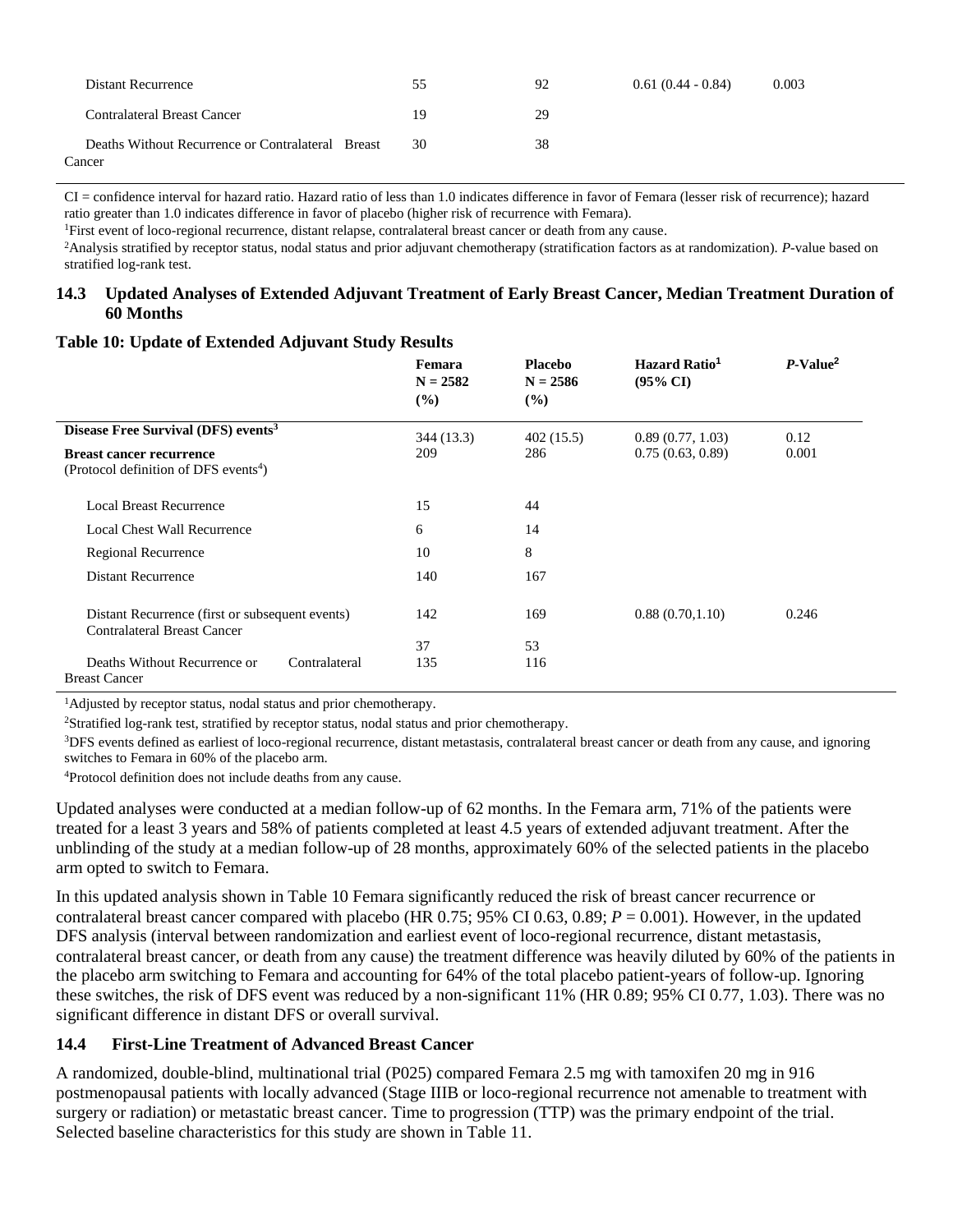| | | | | |
|---|---|---|---|---|
| Distant Recurrence | 55 | 92 | 0.61 (0.44 - 0.84) | 0.003 |
| Contralateral Breast Cancer | 19 | 29 | | |
| Deaths Without Recurrence or Contralateral Breast Cancer | 30 | 38 | | |

CI = confidence interval for hazard ratio. Hazard ratio of less than 1.0 indicates difference in favor of Femara (lesser risk of recurrence); hazard ratio greater than 1.0 indicates difference in favor of placebo (higher risk of recurrence with Femara).

[1]First event of loco-regional recurrence, distant relapse, contralateral breast cancer or death from any cause.

[2]Analysis stratified by receptor status, nodal status and prior adjuvant chemotherapy (stratification factors as at randomization). *P*-value based on stratified log-rank test.

### 14.3 Updated Analyses of Extended Adjuvant Treatment of Early Breast Cancer, Median Treatment Duration of 60 Months

**Table 10: Update of Extended Adjuvant Study Results**

| | Femara N = 2582 (%) | Placebo N = 2586 (%) | Hazard Ratio[1] (95% CI) | *P*-Value[2] |
|---|---|---|---|---|
| **Disease Free Survival (DFS) events[3]** | 344 (13.3) | 402 (15.5) | 0.89 (0.77, 1.03) | 0.12 |
| **Breast cancer recurrence** (Protocol definition of DFS events[4]) | 209 | 286 | 0.75 (0.63, 0.89) | 0.001 |
| Local Breast Recurrence | 15 | 44 | | |
| Local Chest Wall Recurrence | 6 | 14 | | |
| Regional Recurrence | 10 | 8 | | |
| Distant Recurrence | 140 | 167 | | |
| Distant Recurrence (first or subsequent events) | 142 | 169 | 0.88 (0.70,1.10) | 0.246 |
| Contralateral Breast Cancer | 37 | 53 | | |
| Deaths Without Recurrence or Contralateral Breast Cancer | 135 | 116 | | |

[1]Adjusted by receptor status, nodal status and prior chemotherapy.

[2]Stratified log-rank test, stratified by receptor status, nodal status and prior chemotherapy.

[3]DFS events defined as earliest of loco-regional recurrence, distant metastasis, contralateral breast cancer or death from any cause, and ignoring switches to Femara in 60% of the placebo arm.

[4]Protocol definition does not include deaths from any cause.

Updated analyses were conducted at a median follow-up of 62 months. In the Femara arm, 71% of the patients were treated for a least 3 years and 58% of patients completed at least 4.5 years of extended adjuvant treatment. After the unblinding of the study at a median follow-up of 28 months, approximately 60% of the selected patients in the placebo arm opted to switch to Femara.

In this updated analysis shown in Table 10 Femara significantly reduced the risk of breast cancer recurrence or contralateral breast cancer compared with placebo (HR 0.75; 95% CI 0.63, 0.89; $P = 0.001$). However, in the updated DFS analysis (interval between randomization and earliest event of loco-regional recurrence, distant metastasis, contralateral breast cancer, or death from any cause) the treatment difference was heavily diluted by 60% of the patients in the placebo arm switching to Femara and accounting for 64% of the total placebo patient-years of follow-up. Ignoring these switches, the risk of DFS event was reduced by a non-significant 11% (HR 0.89; 95% CI 0.77, 1.03). There was no significant difference in distant DFS or overall survival.

### 14.4 First-Line Treatment of Advanced Breast Cancer

A randomized, double-blind, multinational trial (P025) compared Femara 2.5 mg with tamoxifen 20 mg in 916 postmenopausal patients with locally advanced (Stage IIIB or loco-regional recurrence not amenable to treatment with surgery or radiation) or metastatic breast cancer. Time to progression (TTP) was the primary endpoint of the trial. Selected baseline characteristics for this study are shown in Table 11.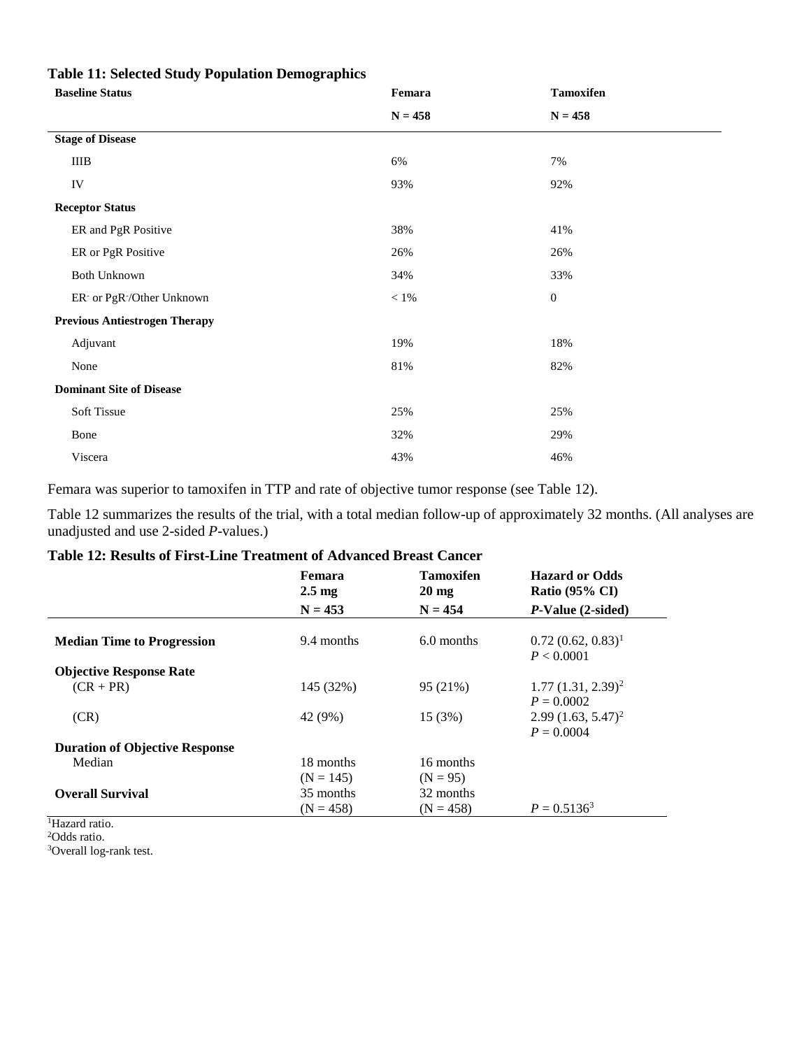**Table 11: Selected Study Population Demographics**

| Baseline Status | Femara | Tamoxifen |
|---|---|---|
| | N = 458 | N = 458 |
| **Stage of Disease** | | |
| IIIB | 6% | 7% |
| IV | 93% | 92% |
| **Receptor Status** | | |
| ER and PgR Positive | 38% | 41% |
| ER or PgR Positive | 26% | 26% |
| Both Unknown | 34% | 33% |
| $ER^-$ or $PgR^-$/Other Unknown | < 1% | 0 |
| **Previous Antiestrogen Therapy** | | |
| Adjuvant | 19% | 18% |
| None | 81% | 82% |
| **Dominant Site of Disease** | | |
| Soft Tissue | 25% | 25% |
| Bone | 32% | 29% |
| Viscera | 43% | 46% |

Femara was superior to tamoxifen in TTP and rate of objective tumor response (see Table 12).

Table 12 summarizes the results of the trial, with a total median follow-up of approximately 32 months. (All analyses are unadjusted and use 2-sided *P*-values.)

**Table 12: Results of First-Line Treatment of Advanced Breast Cancer**

| | Femara 2.5 mg N = 453 | Tamoxifen 20 mg N = 454 | Hazard or Odds Ratio (95% CI) *P*-Value (2-sided) |
|---|---|---|---|
| **Median Time to Progression** | 9.4 months | 6.0 months | 0.72 (0.62, 0.83)[1] $P < 0.0001$ |
| **Objective Response Rate** | | | |
| (CR + PR) | 145 (32%) | 95 (21%) | 1.77 (1.31, 2.39)[2] $P = 0.0002$ |
| (CR) | 42 (9%) | 15 (3%) | 2.99 (1.63, 5.47)[2] $P = 0.0004$ |
| **Duration of Objective Response** | | | |
| Median | 18 months (N = 145) | 16 months (N = 95) | |
| **Overall Survival** | 35 months (N = 458) | 32 months (N = 458) | $P = 0.5136$[3] |

[1]Hazard ratio.
[2]Odds ratio.
[3]Overall log-rank test.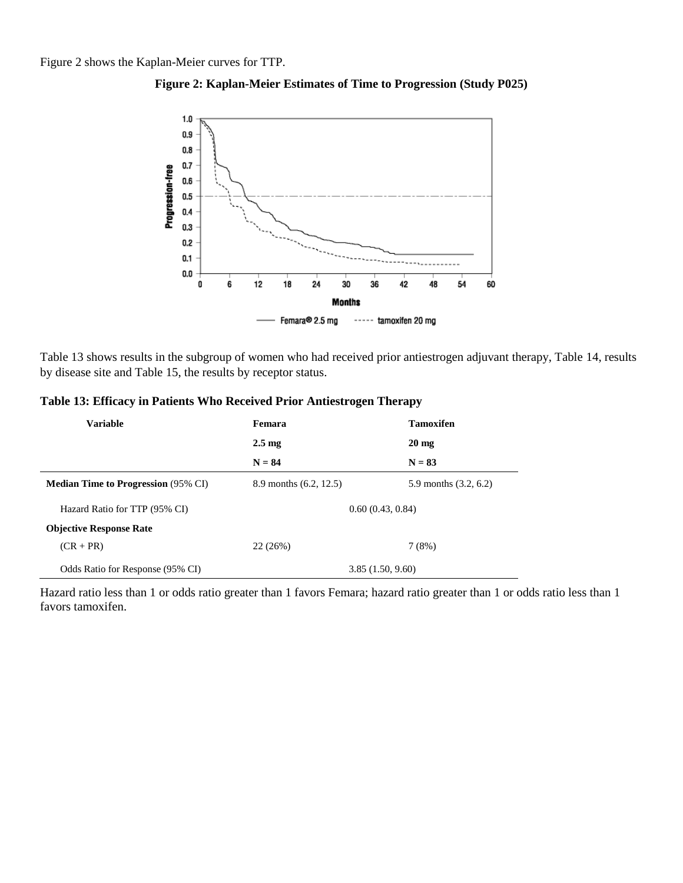Figure 2 shows the Kaplan-Meier curves for TTP.

**Figure 2: Kaplan-Meier Estimates of Time to Progression (Study P025)**

Table 13 shows results in the subgroup of women who had received prior antiestrogen adjuvant therapy, Table 14, results by disease site and Table 15, the results by receptor status.

**Table 13: Efficacy in Patients Who Received Prior Antiestrogen Therapy**

| Variable | Femara 2.5 mg N = 84 | Tamoxifen 20 mg N = 83 |
|---|---|---|
| **Median Time to Progression** (95% CI) | 8.9 months (6.2, 12.5) | 5.9 months (3.2, 6.2) |
| Hazard Ratio for TTP (95% CI) | 0.60 (0.43, 0.84) | |
| **Objective Response Rate** | | |
| (CR + PR) | 22 (26%) | 7 (8%) |
| Odds Ratio for Response (95% CI) | 3.85 (1.50, 9.60) | |

Hazard ratio less than 1 or odds ratio greater than 1 favors Femara; hazard ratio greater than 1 or odds ratio less than 1 favors tamoxifen.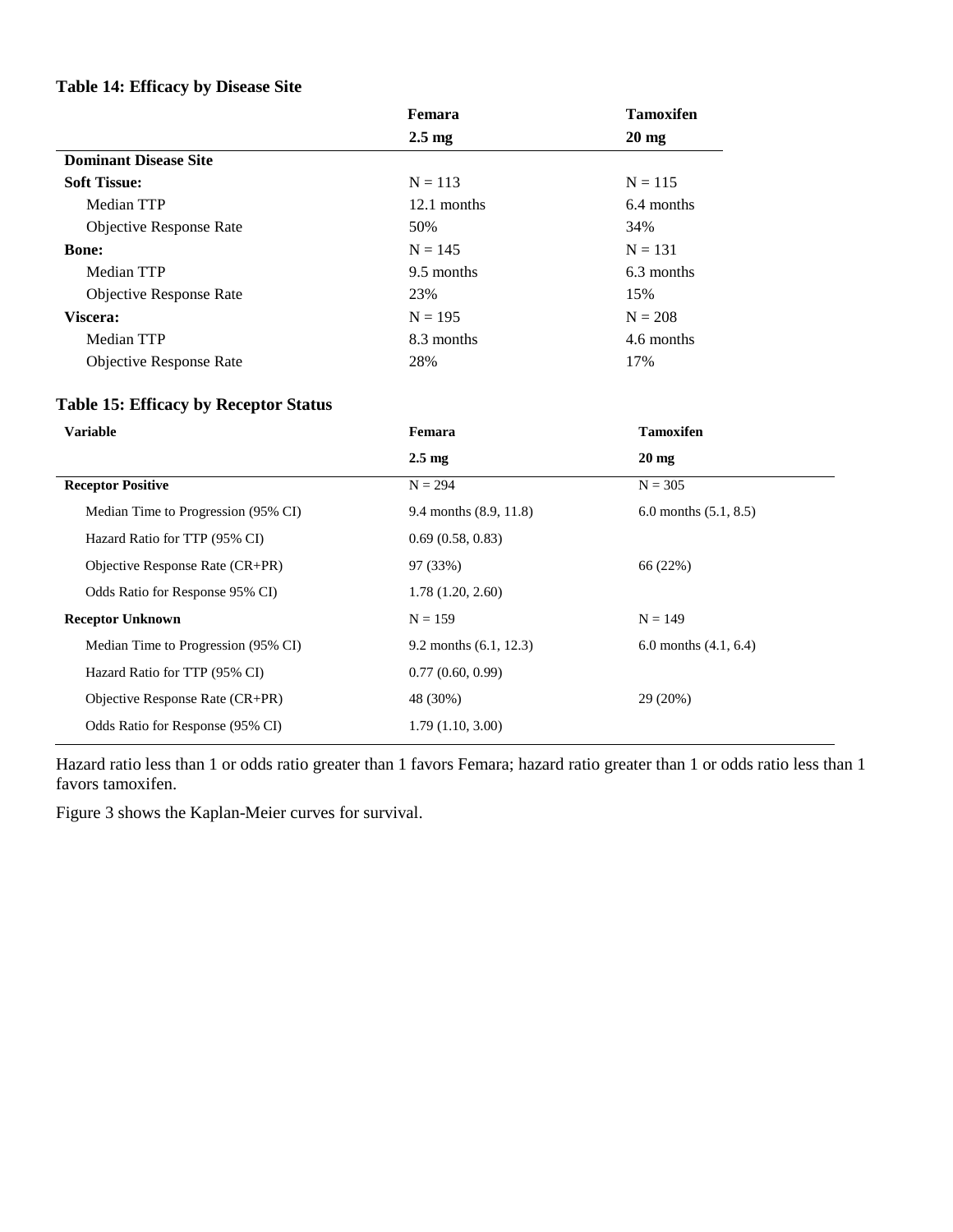**Table 14: Efficacy by Disease Site**

| | Femara 2.5 mg | Tamoxifen 20 mg |
|---|---|---|
| **Dominant Disease Site** | | |
| **Soft Tissue:** | N = 113 | N = 115 |
| Median TTP | 12.1 months | 6.4 months |
| Objective Response Rate | 50% | 34% |
| **Bone:** | N = 145 | N = 131 |
| Median TTP | 9.5 months | 6.3 months |
| Objective Response Rate | 23% | 15% |
| **Viscera:** | N = 195 | N = 208 |
| Median TTP | 8.3 months | 4.6 months |
| Objective Response Rate | 28% | 17% |

**Table 15: Efficacy by Receptor Status**

| Variable | Femara 2.5 mg | Tamoxifen 20 mg |
|---|---|---|
| **Receptor Positive** | N = 294 | N = 305 |
| Median Time to Progression (95% CI) | 9.4 months (8.9, 11.8) | 6.0 months (5.1, 8.5) |
| Hazard Ratio for TTP (95% CI) | 0.69 (0.58, 0.83) | |
| Objective Response Rate (CR+PR) | 97 (33%) | 66 (22%) |
| Odds Ratio for Response 95% CI) | 1.78 (1.20, 2.60) | |
| **Receptor Unknown** | N = 159 | N = 149 |
| Median Time to Progression (95% CI) | 9.2 months (6.1, 12.3) | 6.0 months (4.1, 6.4) |
| Hazard Ratio for TTP (95% CI) | 0.77 (0.60, 0.99) | |
| Objective Response Rate (CR+PR) | 48 (30%) | 29 (20%) |
| Odds Ratio for Response (95% CI) | 1.79 (1.10, 3.00) | |

Hazard ratio less than 1 or odds ratio greater than 1 favors Femara; hazard ratio greater than 1 or odds ratio less than 1 favors tamoxifen.

Figure 3 shows the Kaplan-Meier curves for survival.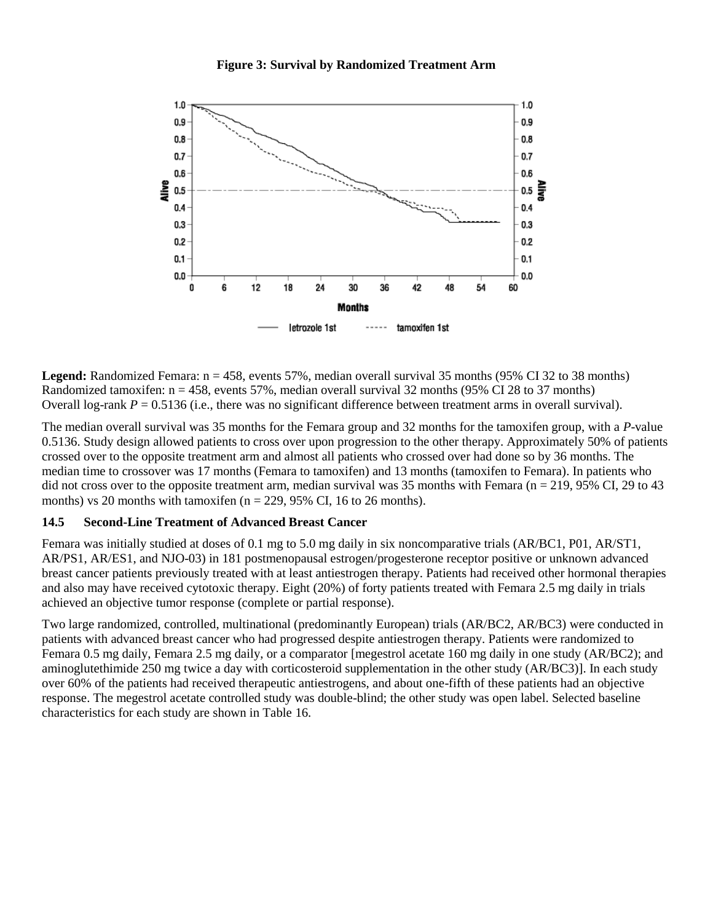**Figure 3: Survival by Randomized Treatment Arm**

**Legend:** Randomized Femara: n = 458, events 57%, median overall survival 35 months (95% CI 32 to 38 months)
Randomized tamoxifen: n = 458, events 57%, median overall survival 32 months (95% CI 28 to 37 months)
Overall log-rank $P = 0.5136$ (i.e., there was no significant difference between treatment arms in overall survival).

The median overall survival was 35 months for the Femara group and 32 months for the tamoxifen group, with a *P*-value 0.5136. Study design allowed patients to cross over upon progression to the other therapy. Approximately 50% of patients crossed over to the opposite treatment arm and almost all patients who crossed over had done so by 36 months. The median time to crossover was 17 months (Femara to tamoxifen) and 13 months (tamoxifen to Femara). In patients who did not cross over to the opposite treatment arm, median survival was 35 months with Femara (n = 219, 95% CI, 29 to 43 months) vs 20 months with tamoxifen (n = 229, 95% CI, 16 to 26 months).

### 14.5 Second-Line Treatment of Advanced Breast Cancer

Femara was initially studied at doses of 0.1 mg to 5.0 mg daily in six noncomparative trials (AR/BC1, P01, AR/ST1, AR/PS1, AR/ES1, and NJO-03) in 181 postmenopausal estrogen/progesterone receptor positive or unknown advanced breast cancer patients previously treated with at least antiestrogen therapy. Patients had received other hormonal therapies and also may have received cytotoxic therapy. Eight (20%) of forty patients treated with Femara 2.5 mg daily in trials achieved an objective tumor response (complete or partial response).

Two large randomized, controlled, multinational (predominantly European) trials (AR/BC2, AR/BC3) were conducted in patients with advanced breast cancer who had progressed despite antiestrogen therapy. Patients were randomized to Femara 0.5 mg daily, Femara 2.5 mg daily, or a comparator [megestrol acetate 160 mg daily in one study (AR/BC2); and aminoglutethimide 250 mg twice a day with corticosteroid supplementation in the other study (AR/BC3)]. In each study over 60% of the patients had received therapeutic antiestrogens, and about one-fifth of these patients had an objective response. The megestrol acetate controlled study was double-blind; the other study was open label. Selected baseline characteristics for each study are shown in Table 16.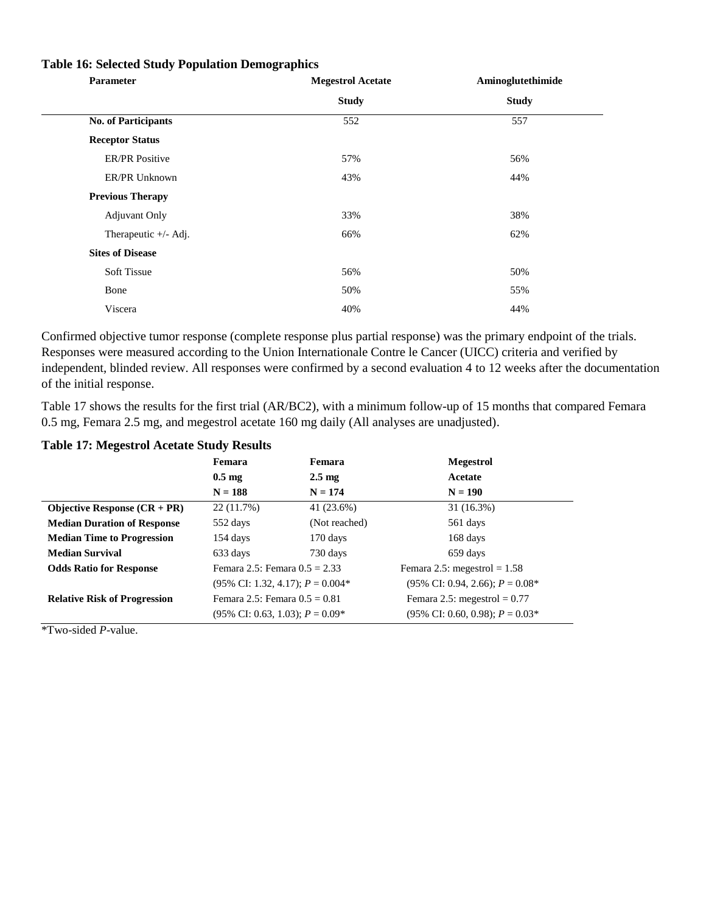**Table 16: Selected Study Population Demographics**

| Parameter | Megestrol Acetate Study | Aminoglutethimide Study |
|---|---|---|
| **No. of Participants** | 552 | 557 |
| **Receptor Status** | | |
| ER/PR Positive | 57% | 56% |
| ER/PR Unknown | 43% | 44% |
| **Previous Therapy** | | |
| Adjuvant Only | 33% | 38% |
| Therapeutic +/- Adj. | 66% | 62% |
| **Sites of Disease** | | |
| Soft Tissue | 56% | 50% |
| Bone | 50% | 55% |
| Viscera | 40% | 44% |

Confirmed objective tumor response (complete response plus partial response) was the primary endpoint of the trials. Responses were measured according to the Union Internationale Contre le Cancer (UICC) criteria and verified by independent, blinded review. All responses were confirmed by a second evaluation 4 to 12 weeks after the documentation of the initial response.

Table 17 shows the results for the first trial (AR/BC2), with a minimum follow-up of 15 months that compared Femara 0.5 mg, Femara 2.5 mg, and megestrol acetate 160 mg daily (All analyses are unadjusted).

**Table 17: Megestrol Acetate Study Results**

| | Femara 0.5 mg N = 188 | Femara 2.5 mg N = 174 | Megestrol Acetate N = 190 |
|---|---|---|---|
| **Objective Response (CR + PR)** | 22 (11.7%) | 41 (23.6%) | 31 (16.3%) |
| **Median Duration of Response** | 552 days | (Not reached) | 561 days |
| **Median Time to Progression** | 154 days | 170 days | 168 days |
| **Median Survival** | 633 days | 730 days | 659 days |
| **Odds Ratio for Response** | Femara 2.5: Femara 0.5 = 2.33 (95% CI: 1.32, 4.17); *P* = 0.004* | | Femara 2.5: megestrol = 1.58 (95% CI: 0.94, 2.66); *P* = 0.08* |
| **Relative Risk of Progression** | Femara 2.5: Femara 0.5 = 0.81 (95% CI: 0.63, 1.03); *P* = 0.09* | | Femara 2.5: megestrol = 0.77 (95% CI: 0.60, 0.98); *P* = 0.03* |

*Two-sided *P*-value.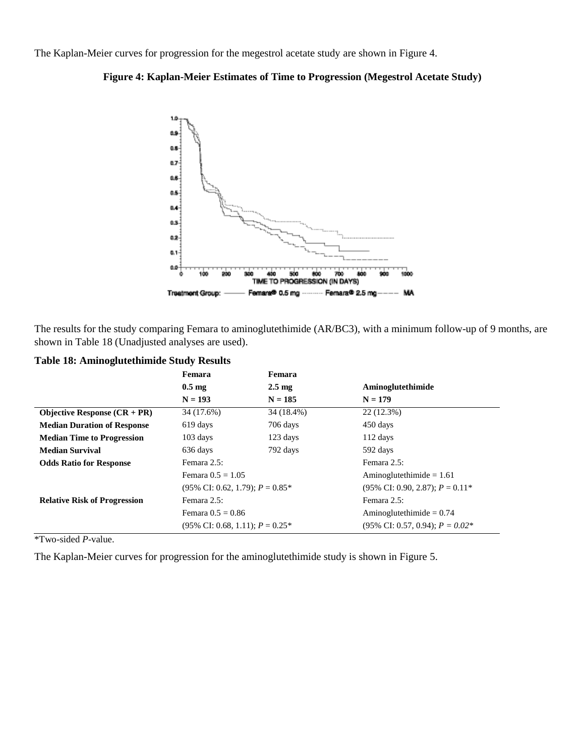The Kaplan-Meier curves for progression for the megestrol acetate study are shown in Figure 4.

**Figure 4: Kaplan-Meier Estimates of Time to Progression (Megestrol Acetate Study)**

The results for the study comparing Femara to aminoglutethimide (AR/BC3), with a minimum follow-up of 9 months, are shown in Table 18 (Unadjusted analyses are used).

**Table 18: Aminoglutethimide Study Results**

| | Femara 0.5 mg N = 193 | Femara 2.5 mg N = 185 | Aminoglutethimide N = 179 |
|---|---|---|---|
| **Objective Response (CR + PR)** | 34 (17.6%) | 34 (18.4%) | 22 (12.3%) |
| **Median Duration of Response** | 619 days | 706 days | 450 days |
| **Median Time to Progression** | 103 days | 123 days | 112 days |
| **Median Survival** | 636 days | 792 days | 592 days |
| **Odds Ratio for Response** | Femara 2.5: Femara 0.5 = 1.05 (95% CI: 0.62, 1.79); *P* = 0.85* | | Femara 2.5: Aminoglutethimide = 1.61 (95% CI: 0.90, 2.87); *P* = 0.11* |
| **Relative Risk of Progression** | Femara 2.5: Femara 0.5 = 0.86 (95% CI: 0.68, 1.11); *P* = 0.25* | | Femara 2.5: Aminoglutethimide = 0.74 (95% CI: 0.57, 0.94); *P = 0.02** |

*Two-sided *P*-value.

The Kaplan-Meier curves for progression for the aminoglutethimide study is shown in Figure 5.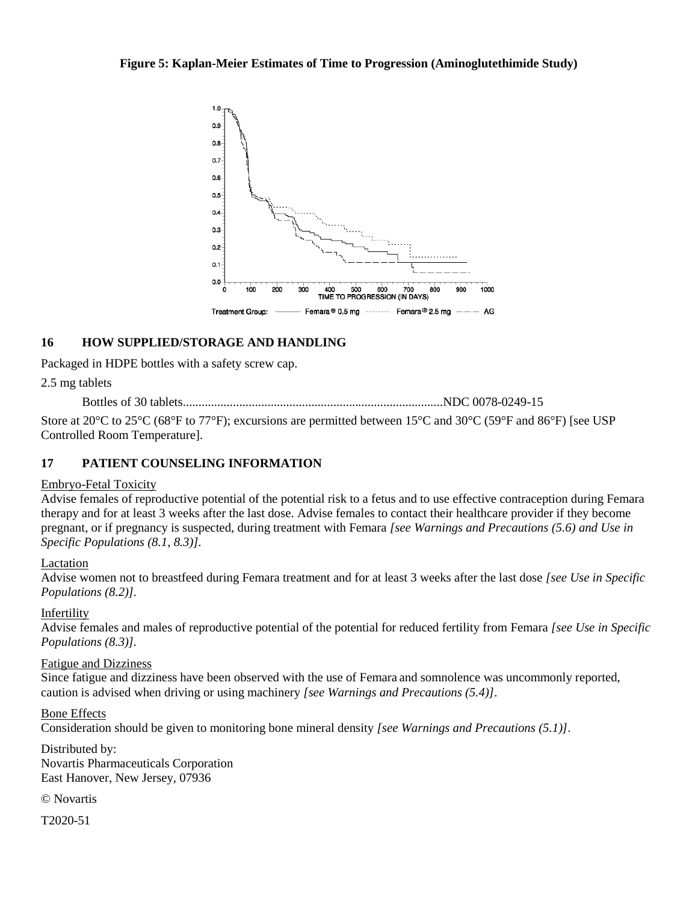**Figure 5: Kaplan-Meier Estimates of Time to Progression (Aminoglutethimide Study)**

1.0
0.9
0.8
0.7
0.6
0.5
0.4
0.3
0.2
0.1
0.0
0 100 200 300 400 500 600 700 800 900 1000
TIME TO PROGRESSION (IN DAYS)
Treatment Group: Femara® 0.5 mg Femara® 2.5 mg AG

## 16 HOW SUPPLIED/STORAGE AND HANDLING

Packaged in HDPE bottles with a safety screw cap.

2.5 mg tablets

Bottles of 30 tablets.................................................................................NDC 0078-0249-15

Store at 20°C to 25°C (68°F to 77°F); excursions are permitted between 15°C and 30°C (59°F and 86°F) [see USP Controlled Room Temperature].

## 17 PATIENT COUNSELING INFORMATION

Embryo-Fetal Toxicity

Advise females of reproductive potential of the potential risk to a fetus and to use effective contraception during Femara therapy and for at least 3 weeks after the last dose. Advise females to contact their healthcare provider if they become pregnant, or if pregnancy is suspected, during treatment with Femara *[see Warnings and Precautions (5.6) and Use in Specific Populations (8.1, 8.3)]*.

Lactation

Advise women not to breastfeed during Femara treatment and for at least 3 weeks after the last dose *[see Use in Specific Populations (8.2)]*.

Infertility

Advise females and males of reproductive potential of the potential for reduced fertility from Femara *[see Use in Specific Populations (8.3)]*.

Fatigue and Dizziness

Since fatigue and dizziness have been observed with the use of Femara and somnolence was uncommonly reported, caution is advised when driving or using machinery *[see Warnings and Precautions (5.4)]*.

Bone Effects

Consideration should be given to monitoring bone mineral density *[see Warnings and Precautions (5.1)]*.

Distributed by:
Novartis Pharmaceuticals Corporation
East Hanover, New Jersey, 07936

© Novartis

T2020-51